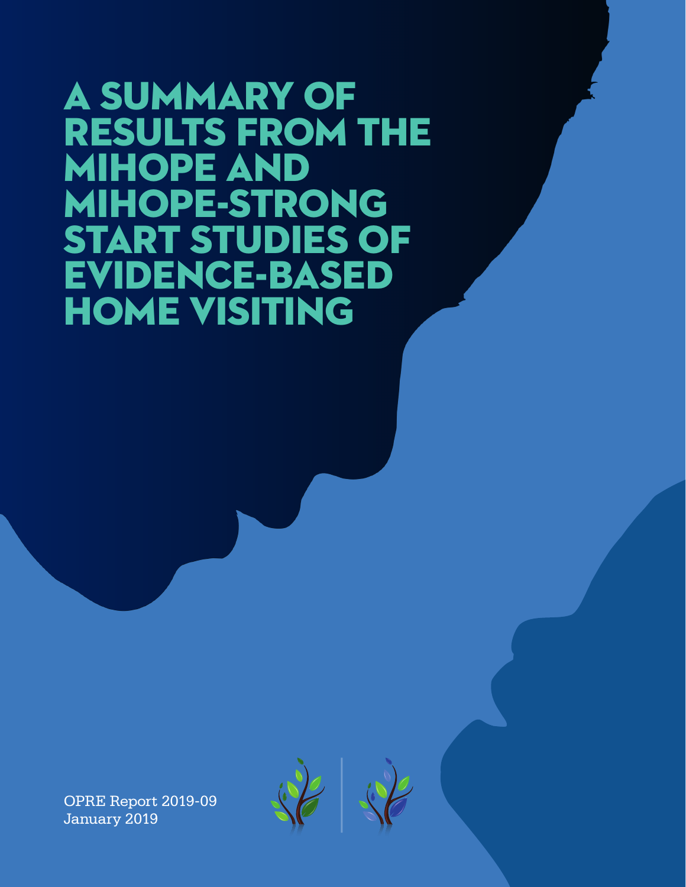# A SUMMARY OF RESULTS FROM THE MIHOPE AND MIHOPE-STRONG START STUDIES OF EVIDENCE-BASED HOME VISITING

OPRE Report 2019-09
January 2019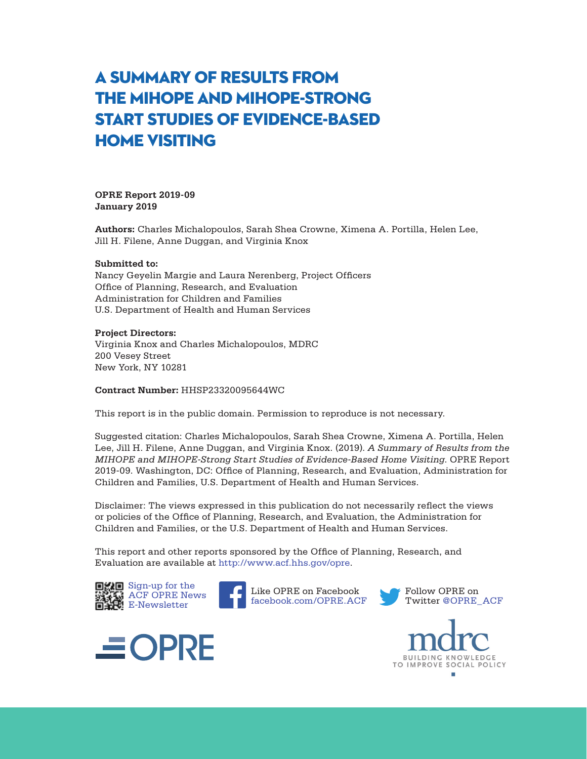# A SUMMARY OF RESULTS FROM THE MIHOPE AND MIHOPE-STRONG START STUDIES OF EVIDENCE-BASED HOME VISITING

**OPRE Report 2019-09**
**January 2019**

**Authors:** Charles Michalopoulos, Sarah Shea Crowne, Ximena A. Portilla, Helen Lee, Jill H. Filene, Anne Duggan, and Virginia Knox

**Submitted to:**
Nancy Geyelin Margie and Laura Nerenberg, Project Officers
Office of Planning, Research, and Evaluation
Administration for Children and Families
U.S. Department of Health and Human Services

**Project Directors:**
Virginia Knox and Charles Michalopoulos, MDRC
200 Vesey Street
New York, NY 10281

**Contract Number:** HHSP23320095644WC

This report is in the public domain. Permission to reproduce is not necessary.

Suggested citation: Charles Michalopoulos, Sarah Shea Crowne, Ximena A. Portilla, Helen Lee, Jill H. Filene, Anne Duggan, and Virginia Knox. (2019). *A Summary of Results from the MIHOPE and MIHOPE-Strong Start Studies of Evidence-Based Home Visiting.* OPRE Report 2019-09. Washington, DC: Office of Planning, Research, and Evaluation, Administration for Children and Families, U.S. Department of Health and Human Services.

Disclaimer: The views expressed in this publication do not necessarily reflect the views or policies of the Office of Planning, Research, and Evaluation, the Administration for Children and Families, or the U.S. Department of Health and Human Services.

This report and other reports sponsored by the Office of Planning, Research, and Evaluation are available at http://www.acf.hhs.gov/opre.

Sign-up for the ACF OPRE News E-Newsletter

Like OPRE on Facebook facebook.com/OPRE.ACF

Follow OPRE on Twitter @OPRE_ACF

OPRE

mdrc
BUILDING KNOWLEDGE TO IMPROVE SOCIAL POLICY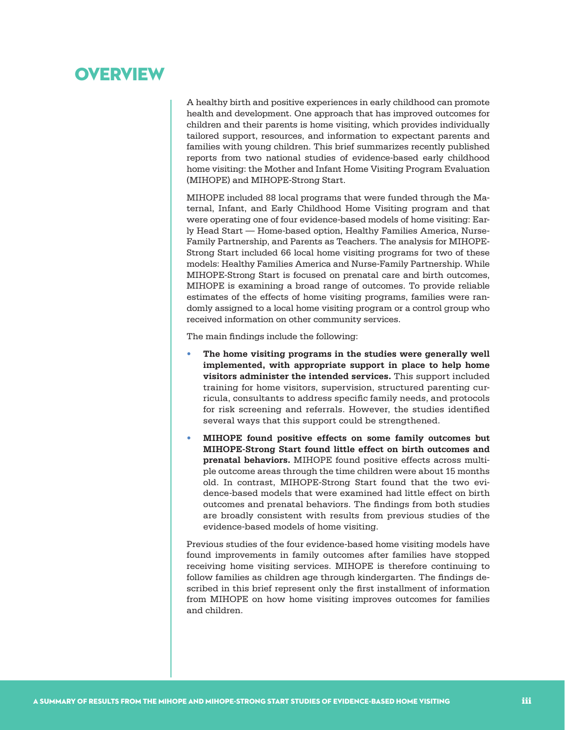# OVERVIEW

A healthy birth and positive experiences in early childhood can promote health and development. One approach that has improved outcomes for children and their parents is home visiting, which provides individually tailored support, resources, and information to expectant parents and families with young children. This brief summarizes recently published reports from two national studies of evidence-based early childhood home visiting: the Mother and Infant Home Visiting Program Evaluation (MIHOPE) and MIHOPE-Strong Start.

MIHOPE included 88 local programs that were funded through the Maternal, Infant, and Early Childhood Home Visiting program and that were operating one of four evidence-based models of home visiting: Early Head Start — Home-based option, Healthy Families America, Nurse-Family Partnership, and Parents as Teachers. The analysis for MIHOPE-Strong Start included 66 local home visiting programs for two of these models: Healthy Families America and Nurse-Family Partnership. While MIHOPE-Strong Start is focused on prenatal care and birth outcomes, MIHOPE is examining a broad range of outcomes. To provide reliable estimates of the effects of home visiting programs, families were randomly assigned to a local home visiting program or a control group who received information on other community services.

The main findings include the following:

- **The home visiting programs in the studies were generally well implemented, with appropriate support in place to help home visitors administer the intended services.** This support included training for home visitors, supervision, structured parenting curricula, consultants to address specific family needs, and protocols for risk screening and referrals. However, the studies identified several ways that this support could be strengthened.
- **MIHOPE found positive effects on some family outcomes but MIHOPE-Strong Start found little effect on birth outcomes and prenatal behaviors.** MIHOPE found positive effects across multiple outcome areas through the time children were about 15 months old. In contrast, MIHOPE-Strong Start found that the two evidence-based models that were examined had little effect on birth outcomes and prenatal behaviors. The findings from both studies are broadly consistent with results from previous studies of the evidence-based models of home visiting.

Previous studies of the four evidence-based home visiting models have found improvements in family outcomes after families have stopped receiving home visiting services. MIHOPE is therefore continuing to follow families as children age through kindergarten. The findings described in this brief represent only the first installment of information from MIHOPE on how home visiting improves outcomes for families and children.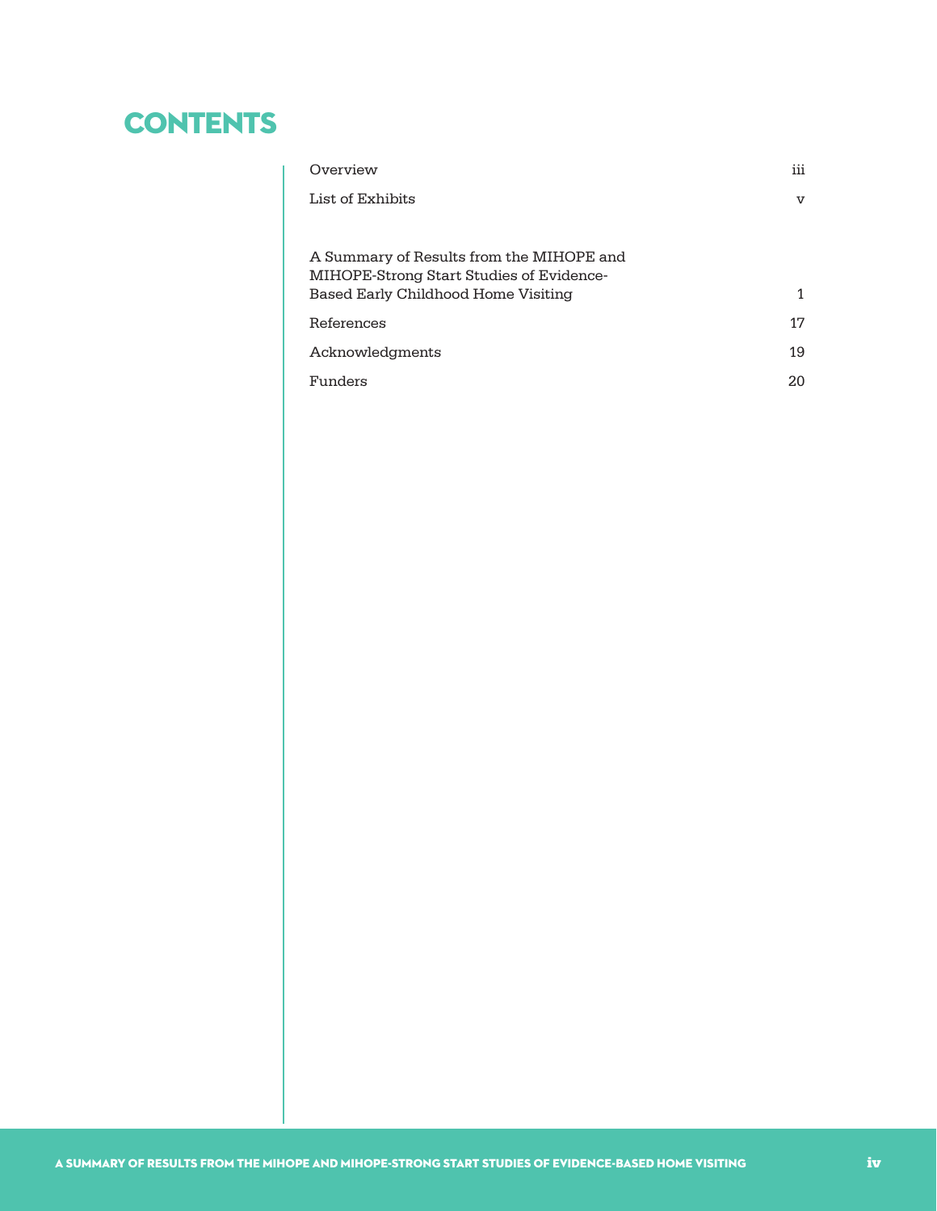# CONTENTS

| | |
|---|---|
| Overview | iii |
| List of Exhibits | v |
| A Summary of Results from the MIHOPE and MIHOPE-Strong Start Studies of Evidence-Based Early Childhood Home Visiting | 1 |
| References | 17 |
| Acknowledgments | 19 |
| Funders | 20 |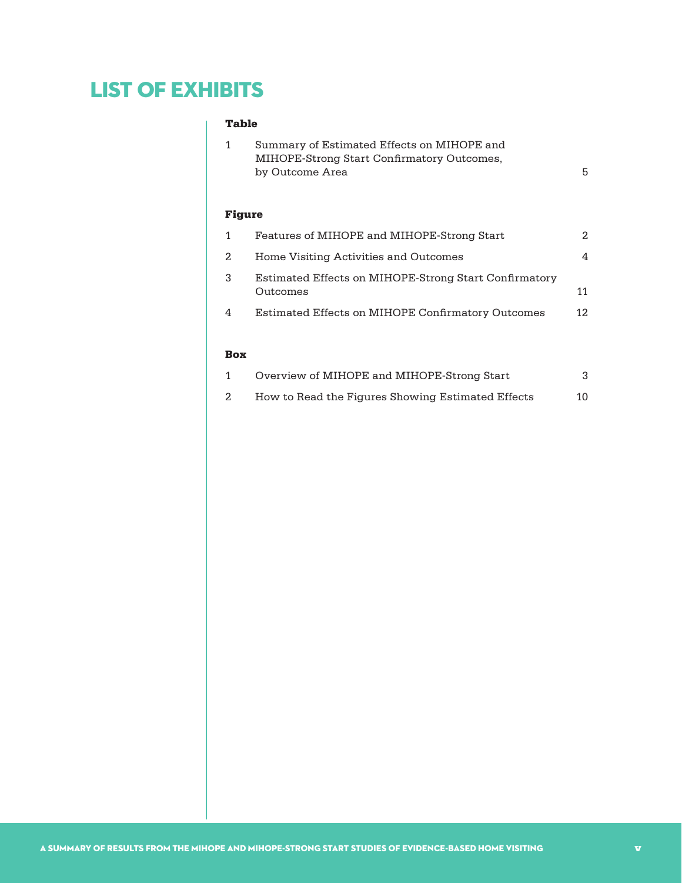# LIST OF EXHIBITS

**Table**

| | | |
|---|---|---|
| 1 | Summary of Estimated Effects on MIHOPE and MIHOPE-Strong Start Confirmatory Outcomes, by Outcome Area | 5 |

**Figure**

| | | |
|---|---|---|
| 1 | Features of MIHOPE and MIHOPE-Strong Start | 2 |
| 2 | Home Visiting Activities and Outcomes | 4 |
| 3 | Estimated Effects on MIHOPE-Strong Start Confirmatory Outcomes | 11 |
| 4 | Estimated Effects on MIHOPE Confirmatory Outcomes | 12 |

**Box**

| | | |
|---|---|---|
| 1 | Overview of MIHOPE and MIHOPE-Strong Start | 3 |
| 2 | How to Read the Figures Showing Estimated Effects | 10 |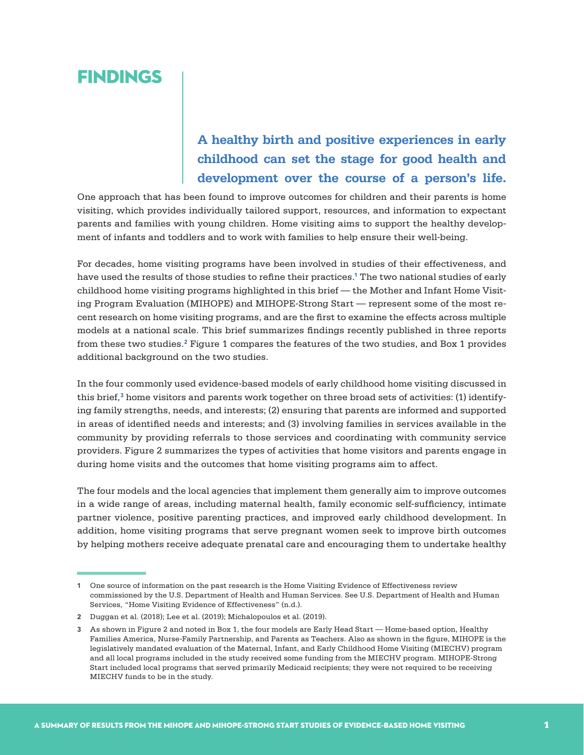# FINDINGS

**A healthy birth and positive experiences in early childhood can set the stage for good health and development over the course of a person's life.**

One approach that has been found to improve outcomes for children and their parents is home visiting, which provides individually tailored support, resources, and information to expectant parents and families with young children. Home visiting aims to support the healthy development of infants and toddlers and to work with families to help ensure their well-being.

For decades, home visiting programs have been involved in studies of their effectiveness, and have used the results of those studies to refine their practices.[1] The two national studies of early childhood home visiting programs highlighted in this brief — the Mother and Infant Home Visiting Program Evaluation (MIHOPE) and MIHOPE-Strong Start — represent some of the most recent research on home visiting programs, and are the first to examine the effects across multiple models at a national scale. This brief summarizes findings recently published in three reports from these two studies.[2] Figure 1 compares the features of the two studies, and Box 1 provides additional background on the two studies.

In the four commonly used evidence-based models of early childhood home visiting discussed in this brief,[3] home visitors and parents work together on three broad sets of activities: (1) identifying family strengths, needs, and interests; (2) ensuring that parents are informed and supported in areas of identified needs and interests; and (3) involving families in services available in the community by providing referrals to those services and coordinating with community service providers. Figure 2 summarizes the types of activities that home visitors and parents engage in during home visits and the outcomes that home visiting programs aim to affect.

The four models and the local agencies that implement them generally aim to improve outcomes in a wide range of areas, including maternal health, family economic self-sufficiency, intimate partner violence, positive parenting practices, and improved early childhood development. In addition, home visiting programs that serve pregnant women seek to improve birth outcomes by helping mothers receive adequate prenatal care and encouraging them to undertake healthy

---

1 One source of information on the past research is the Home Visiting Evidence of Effectiveness review commissioned by the U.S. Department of Health and Human Services. See U.S. Department of Health and Human Services, "Home Visiting Evidence of Effectiveness" (n.d.).

2 Duggan et al. (2018); Lee et al. (2019); Michalopoulos et al. (2019).

3 As shown in Figure 2 and noted in Box 1, the four models are Early Head Start — Home-based option, Healthy Families America, Nurse-Family Partnership, and Parents as Teachers. Also as shown in the figure, MIHOPE is the legislatively mandated evaluation of the Maternal, Infant, and Early Childhood Home Visiting (MIECHV) program and all local programs included in the study received some funding from the MIECHV program. MIHOPE-Strong Start included local programs that served primarily Medicaid recipients; they were not required to be receiving MIECHV funds to be in the study.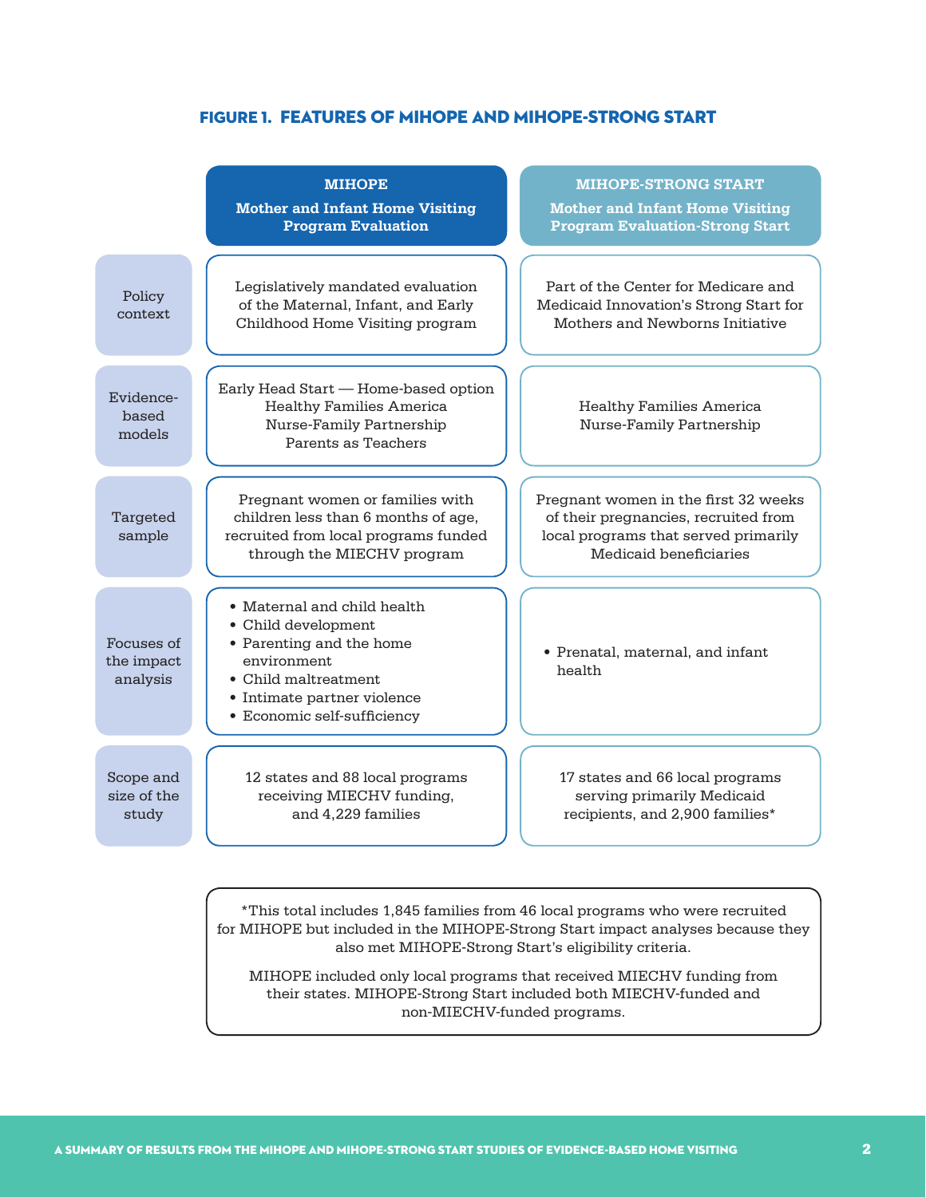## FIGURE 1. FEATURES OF MIHOPE AND MIHOPE-STRONG START

| | MIHOPE<br>Mother and Infant Home Visiting Program Evaluation | MIHOPE-STRONG START<br>Mother and Infant Home Visiting Program Evaluation-Strong Start |
|---|---|---|
| Policy context | Legislatively mandated evaluation of the Maternal, Infant, and Early Childhood Home Visiting program | Part of the Center for Medicare and Medicaid Innovation's Strong Start for Mothers and Newborns Initiative |
| Evidence-based models | Early Head Start — Home-based option<br>Healthy Families America<br>Nurse-Family Partnership<br>Parents as Teachers | Healthy Families America<br>Nurse-Family Partnership |
| Targeted sample | Pregnant women or families with children less than 6 months of age, recruited from local programs funded through the MIECHV program | Pregnant women in the first 32 weeks of their pregnancies, recruited from local programs that served primarily Medicaid beneficiaries |
| Focuses of the impact analysis | • Maternal and child health<br>• Child development<br>• Parenting and the home environment<br>• Child maltreatment<br>• Intimate partner violence<br>• Economic self-sufficiency | • Prenatal, maternal, and infant health |
| Scope and size of the study | 12 states and 88 local programs receiving MIECHV funding, and 4,229 families | 17 states and 66 local programs serving primarily Medicaid recipients, and 2,900 families* |

*This total includes 1,845 families from 46 local programs who were recruited for MIHOPE but included in the MIHOPE-Strong Start impact analyses because they also met MIHOPE-Strong Start's eligibility criteria.

MIHOPE included only local programs that received MIECHV funding from their states. MIHOPE-Strong Start included both MIECHV-funded and non-MIECHV-funded programs.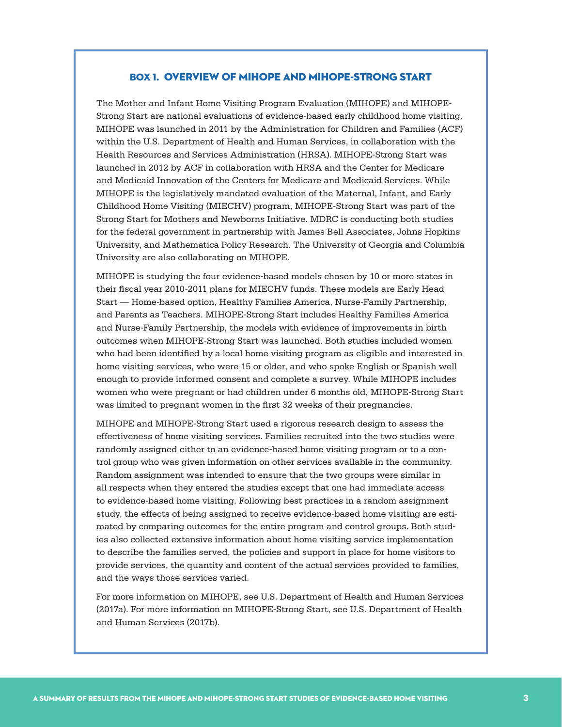## BOX 1. OVERVIEW OF MIHOPE AND MIHOPE-STRONG START

The Mother and Infant Home Visiting Program Evaluation (MIHOPE) and MIHOPE-Strong Start are national evaluations of evidence-based early childhood home visiting. MIHOPE was launched in 2011 by the Administration for Children and Families (ACF) within the U.S. Department of Health and Human Services, in collaboration with the Health Resources and Services Administration (HRSA). MIHOPE-Strong Start was launched in 2012 by ACF in collaboration with HRSA and the Center for Medicare and Medicaid Innovation of the Centers for Medicare and Medicaid Services. While MIHOPE is the legislatively mandated evaluation of the Maternal, Infant, and Early Childhood Home Visiting (MIECHV) program, MIHOPE-Strong Start was part of the Strong Start for Mothers and Newborns Initiative. MDRC is conducting both studies for the federal government in partnership with James Bell Associates, Johns Hopkins University, and Mathematica Policy Research. The University of Georgia and Columbia University are also collaborating on MIHOPE.

MIHOPE is studying the four evidence-based models chosen by 10 or more states in their fiscal year 2010-2011 plans for MIECHV funds. These models are Early Head Start — Home-based option, Healthy Families America, Nurse-Family Partnership, and Parents as Teachers. MIHOPE-Strong Start includes Healthy Families America and Nurse-Family Partnership, the models with evidence of improvements in birth outcomes when MIHOPE-Strong Start was launched. Both studies included women who had been identified by a local home visiting program as eligible and interested in home visiting services, who were 15 or older, and who spoke English or Spanish well enough to provide informed consent and complete a survey. While MIHOPE includes women who were pregnant or had children under 6 months old, MIHOPE-Strong Start was limited to pregnant women in the first 32 weeks of their pregnancies.

MIHOPE and MIHOPE-Strong Start used a rigorous research design to assess the effectiveness of home visiting services. Families recruited into the two studies were randomly assigned either to an evidence-based home visiting program or to a control group who was given information on other services available in the community. Random assignment was intended to ensure that the two groups were similar in all respects when they entered the studies except that one had immediate access to evidence-based home visiting. Following best practices in a random assignment study, the effects of being assigned to receive evidence-based home visiting are estimated by comparing outcomes for the entire program and control groups. Both studies also collected extensive information about home visiting service implementation to describe the families served, the policies and support in place for home visitors to provide services, the quantity and content of the actual services provided to families, and the ways those services varied.

For more information on MIHOPE, see U.S. Department of Health and Human Services (2017a). For more information on MIHOPE-Strong Start, see U.S. Department of Health and Human Services (2017b).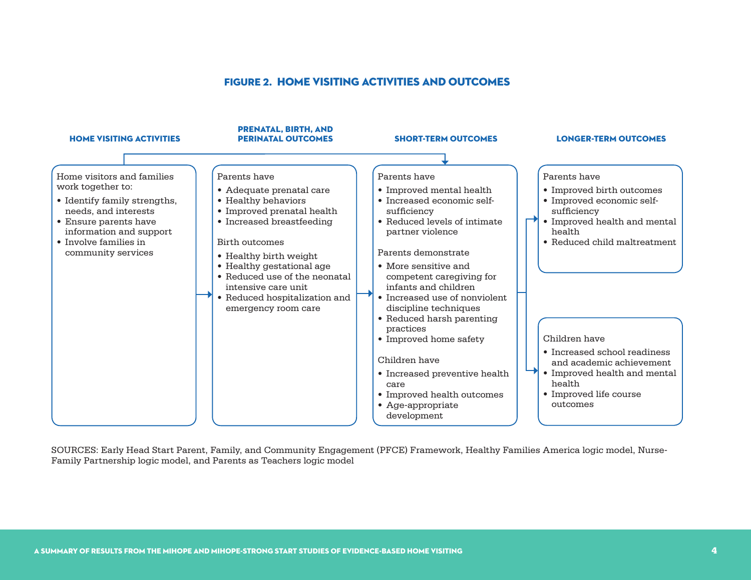### FIGURE 2. HOME VISITING ACTIVITIES AND OUTCOMES

#### HOME VISITING ACTIVITIES

Home visitors and families work together to:

- Identify family strengths, needs, and interests
- Ensure parents have information and support
- Involve families in community services

#### PRENATAL, BIRTH, AND PERINATAL OUTCOMES

Parents have

- Adequate prenatal care
- Healthy behaviors
- Improved prenatal health
- Increased breastfeeding

Birth outcomes

- Healthy birth weight
- Healthy gestational age
- Reduced use of the neonatal intensive care unit
- Reduced hospitalization and emergency room care

#### SHORT-TERM OUTCOMES

Parents have

- Improved mental health
- Increased economic self-sufficiency
- Reduced levels of intimate partner violence

Parents demonstrate

- More sensitive and competent caregiving for infants and children
- Increased use of nonviolent discipline techniques
- Reduced harsh parenting practices
- Improved home safety

Children have

- Increased preventive health care
- Improved health outcomes
- Age-appropriate development

#### LONGER-TERM OUTCOMES

Parents have

- Improved birth outcomes
- Improved economic self-sufficiency
- Improved health and mental health
- Reduced child maltreatment

Children have

- Increased school readiness and academic achievement
- Improved health and mental health
- Improved life course outcomes

SOURCES: Early Head Start Parent, Family, and Community Engagement (PFCE) Framework, Healthy Families America logic model, Nurse-Family Partnership logic model, and Parents as Teachers logic model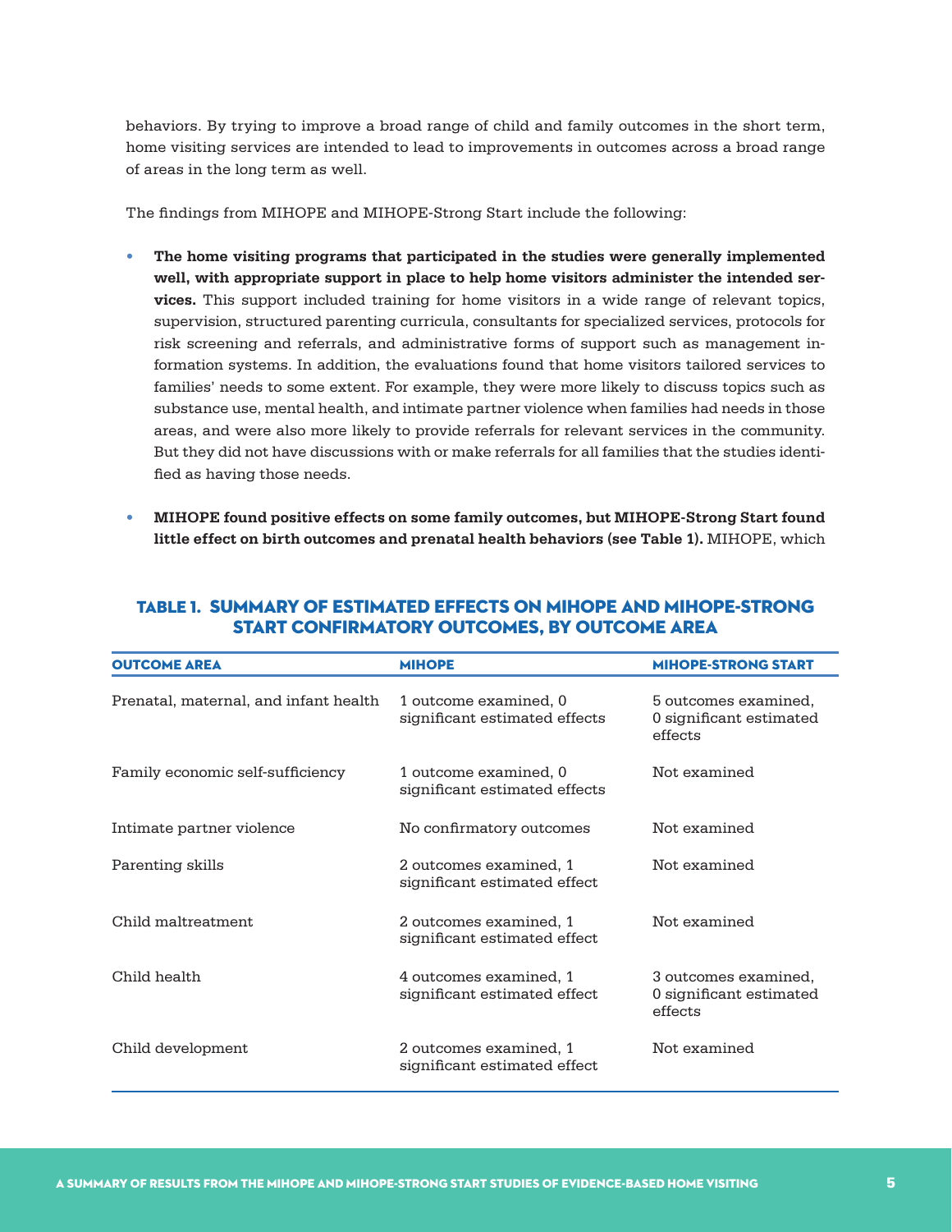behaviors. By trying to improve a broad range of child and family outcomes in the short term, home visiting services are intended to lead to improvements in outcomes across a broad range of areas in the long term as well.

The findings from MIHOPE and MIHOPE-Strong Start include the following:

- **The home visiting programs that participated in the studies were generally implemented well, with appropriate support in place to help home visitors administer the intended services.** This support included training for home visitors in a wide range of relevant topics, supervision, structured parenting curricula, consultants for specialized services, protocols for risk screening and referrals, and administrative forms of support such as management information systems. In addition, the evaluations found that home visitors tailored services to families' needs to some extent. For example, they were more likely to discuss topics such as substance use, mental health, and intimate partner violence when families had needs in those areas, and were also more likely to provide referrals for relevant services in the community. But they did not have discussions with or make referrals for all families that the studies identified as having those needs.

- **MIHOPE found positive effects on some family outcomes, but MIHOPE-Strong Start found little effect on birth outcomes and prenatal health behaviors (see Table 1).** MIHOPE, which

## TABLE 1. SUMMARY OF ESTIMATED EFFECTS ON MIHOPE AND MIHOPE-STRONG START CONFIRMATORY OUTCOMES, BY OUTCOME AREA

| OUTCOME AREA | MIHOPE | MIHOPE-STRONG START |
|---|---|---|
| Prenatal, maternal, and infant health | 1 outcome examined, 0 significant estimated effects | 5 outcomes examined, 0 significant estimated effects |
| Family economic self-sufficiency | 1 outcome examined, 0 significant estimated effects | Not examined |
| Intimate partner violence | No confirmatory outcomes | Not examined |
| Parenting skills | 2 outcomes examined, 1 significant estimated effect | Not examined |
| Child maltreatment | 2 outcomes examined, 1 significant estimated effect | Not examined |
| Child health | 4 outcomes examined, 1 significant estimated effect | 3 outcomes examined, 0 significant estimated effects |
| Child development | 2 outcomes examined, 1 significant estimated effect | Not examined |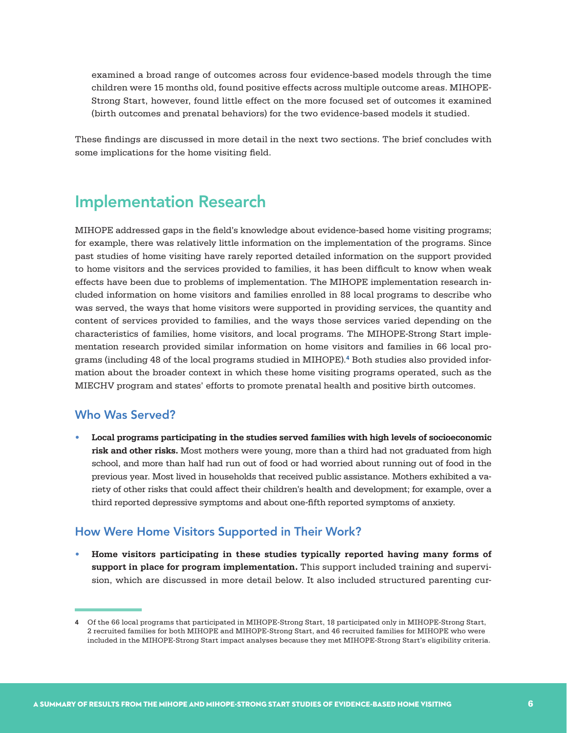examined a broad range of outcomes across four evidence-based models through the time children were 15 months old, found positive effects across multiple outcome areas. MIHOPE-Strong Start, however, found little effect on the more focused set of outcomes it examined (birth outcomes and prenatal behaviors) for the two evidence-based models it studied.

These findings are discussed in more detail in the next two sections. The brief concludes with some implications for the home visiting field.

## Implementation Research

MIHOPE addressed gaps in the field's knowledge about evidence-based home visiting programs; for example, there was relatively little information on the implementation of the programs. Since past studies of home visiting have rarely reported detailed information on the support provided to home visitors and the services provided to families, it has been difficult to know when weak effects have been due to problems of implementation. The MIHOPE implementation research included information on home visitors and families enrolled in 88 local programs to describe who was served, the ways that home visitors were supported in providing services, the quantity and content of services provided to families, and the ways those services varied depending on the characteristics of families, home visitors, and local programs. The MIHOPE-Strong Start implementation research provided similar information on home visitors and families in 66 local programs (including 48 of the local programs studied in MIHOPE).[4] Both studies also provided information about the broader context in which these home visiting programs operated, such as the MIECHV program and states' efforts to promote prenatal health and positive birth outcomes.

### Who Was Served?

- **Local programs participating in the studies served families with high levels of socioeconomic risk and other risks.** Most mothers were young, more than a third had not graduated from high school, and more than half had run out of food or had worried about running out of food in the previous year. Most lived in households that received public assistance. Mothers exhibited a variety of other risks that could affect their children's health and development; for example, over a third reported depressive symptoms and about one-fifth reported symptoms of anxiety.

### How Were Home Visitors Supported in Their Work?

- **Home visitors participating in these studies typically reported having many forms of support in place for program implementation.** This support included training and supervision, which are discussed in more detail below. It also included structured parenting cur-

4 Of the 66 local programs that participated in MIHOPE-Strong Start, 18 participated only in MIHOPE-Strong Start, 2 recruited families for both MIHOPE and MIHOPE-Strong Start, and 46 recruited families for MIHOPE who were included in the MIHOPE-Strong Start impact analyses because they met MIHOPE-Strong Start's eligibility criteria.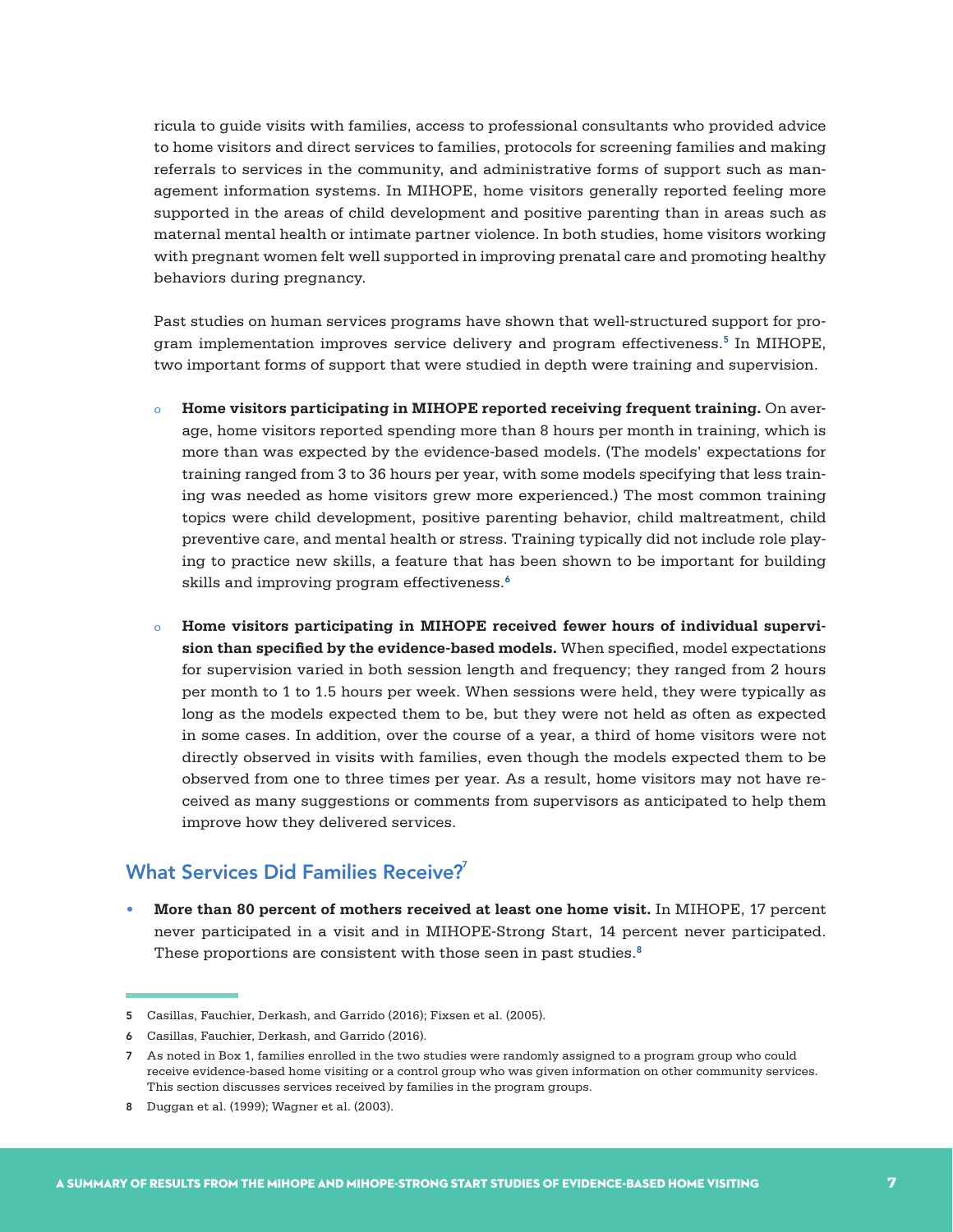ricula to guide visits with families, access to professional consultants who provided advice to home visitors and direct services to families, protocols for screening families and making referrals to services in the community, and administrative forms of support such as management information systems. In MIHOPE, home visitors generally reported feeling more supported in the areas of child development and positive parenting than in areas such as maternal mental health or intimate partner violence. In both studies, home visitors working with pregnant women felt well supported in improving prenatal care and promoting healthy behaviors during pregnancy.

Past studies on human services programs have shown that well-structured support for program implementation improves service delivery and program effectiveness.[5] In MIHOPE, two important forms of support that were studied in depth were training and supervision.

- **Home visitors participating in MIHOPE reported receiving frequent training.** On average, home visitors reported spending more than 8 hours per month in training, which is more than was expected by the evidence-based models. (The models' expectations for training ranged from 3 to 36 hours per year, with some models specifying that less training was needed as home visitors grew more experienced.) The most common training topics were child development, positive parenting behavior, child maltreatment, child preventive care, and mental health or stress. Training typically did not include role playing to practice new skills, a feature that has been shown to be important for building skills and improving program effectiveness.[6]

- **Home visitors participating in MIHOPE received fewer hours of individual supervision than specified by the evidence-based models.** When specified, model expectations for supervision varied in both session length and frequency; they ranged from 2 hours per month to 1 to 1.5 hours per week. When sessions were held, they were typically as long as the models expected them to be, but they were not held as often as expected in some cases. In addition, over the course of a year, a third of home visitors were not directly observed in visits with families, even though the models expected them to be observed from one to three times per year. As a result, home visitors may not have received as many suggestions or comments from supervisors as anticipated to help them improve how they delivered services.

## What Services Did Families Receive?[7]

- **More than 80 percent of mothers received at least one home visit.** In MIHOPE, 17 percent never participated in a visit and in MIHOPE-Strong Start, 14 percent never participated. These proportions are consistent with those seen in past studies.[8]

---

5 Casillas, Fauchier, Derkash, and Garrido (2016); Fixsen et al. (2005).

6 Casillas, Fauchier, Derkash, and Garrido (2016).

7 As noted in Box 1, families enrolled in the two studies were randomly assigned to a program group who could receive evidence-based home visiting or a control group who was given information on other community services. This section discusses services received by families in the program groups.

8 Duggan et al. (1999); Wagner et al. (2003).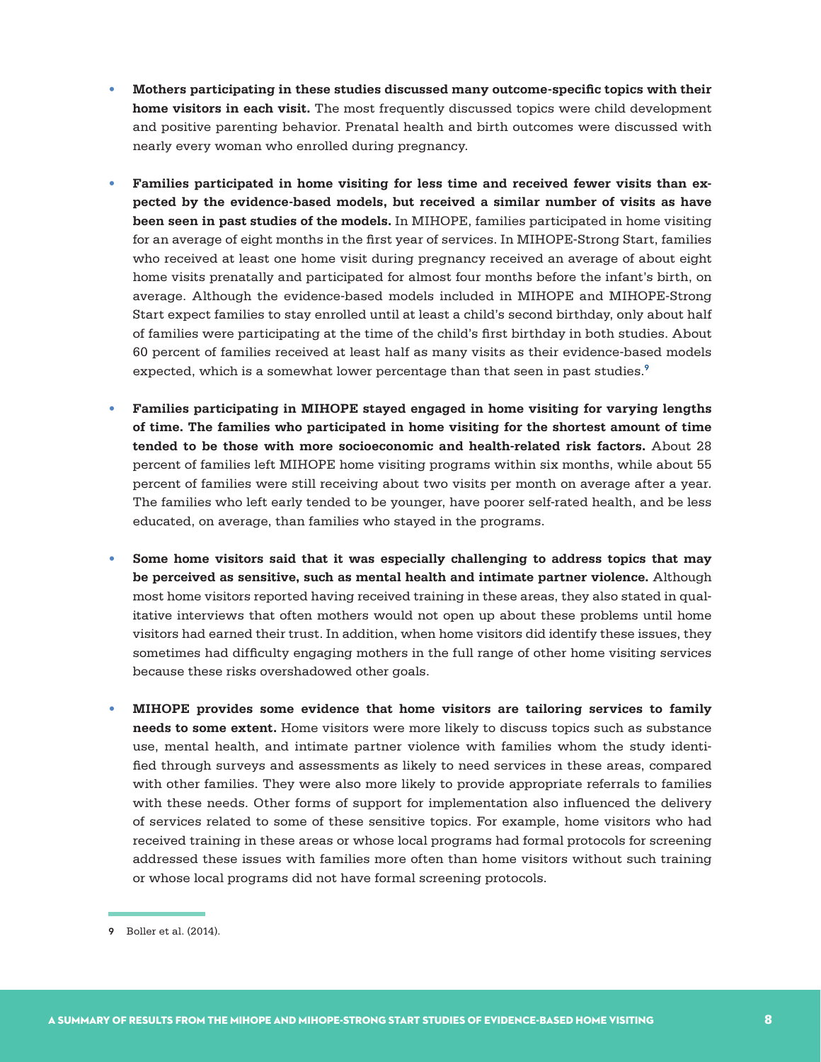- **Mothers participating in these studies discussed many outcome-specific topics with their home visitors in each visit.** The most frequently discussed topics were child development and positive parenting behavior. Prenatal health and birth outcomes were discussed with nearly every woman who enrolled during pregnancy.

- **Families participated in home visiting for less time and received fewer visits than expected by the evidence-based models, but received a similar number of visits as have been seen in past studies of the models.** In MIHOPE, families participated in home visiting for an average of eight months in the first year of services. In MIHOPE-Strong Start, families who received at least one home visit during pregnancy received an average of about eight home visits prenatally and participated for almost four months before the infant's birth, on average. Although the evidence-based models included in MIHOPE and MIHOPE-Strong Start expect families to stay enrolled until at least a child's second birthday, only about half of families were participating at the time of the child's first birthday in both studies. About 60 percent of families received at least half as many visits as their evidence-based models expected, which is a somewhat lower percentage than that seen in past studies.[9]

- **Families participating in MIHOPE stayed engaged in home visiting for varying lengths of time. The families who participated in home visiting for the shortest amount of time tended to be those with more socioeconomic and health-related risk factors.** About 28 percent of families left MIHOPE home visiting programs within six months, while about 55 percent of families were still receiving about two visits per month on average after a year. The families who left early tended to be younger, have poorer self-rated health, and be less educated, on average, than families who stayed in the programs.

- **Some home visitors said that it was especially challenging to address topics that may be perceived as sensitive, such as mental health and intimate partner violence.** Although most home visitors reported having received training in these areas, they also stated in qualitative interviews that often mothers would not open up about these problems until home visitors had earned their trust. In addition, when home visitors did identify these issues, they sometimes had difficulty engaging mothers in the full range of other home visiting services because these risks overshadowed other goals.

- **MIHOPE provides some evidence that home visitors are tailoring services to family needs to some extent.** Home visitors were more likely to discuss topics such as substance use, mental health, and intimate partner violence with families whom the study identified through surveys and assessments as likely to need services in these areas, compared with other families. They were also more likely to provide appropriate referrals to families with these needs. Other forms of support for implementation also influenced the delivery of services related to some of these sensitive topics. For example, home visitors who had received training in these areas or whose local programs had formal protocols for screening addressed these issues with families more often than home visitors without such training or whose local programs did not have formal screening protocols.

9 Boller et al. (2014).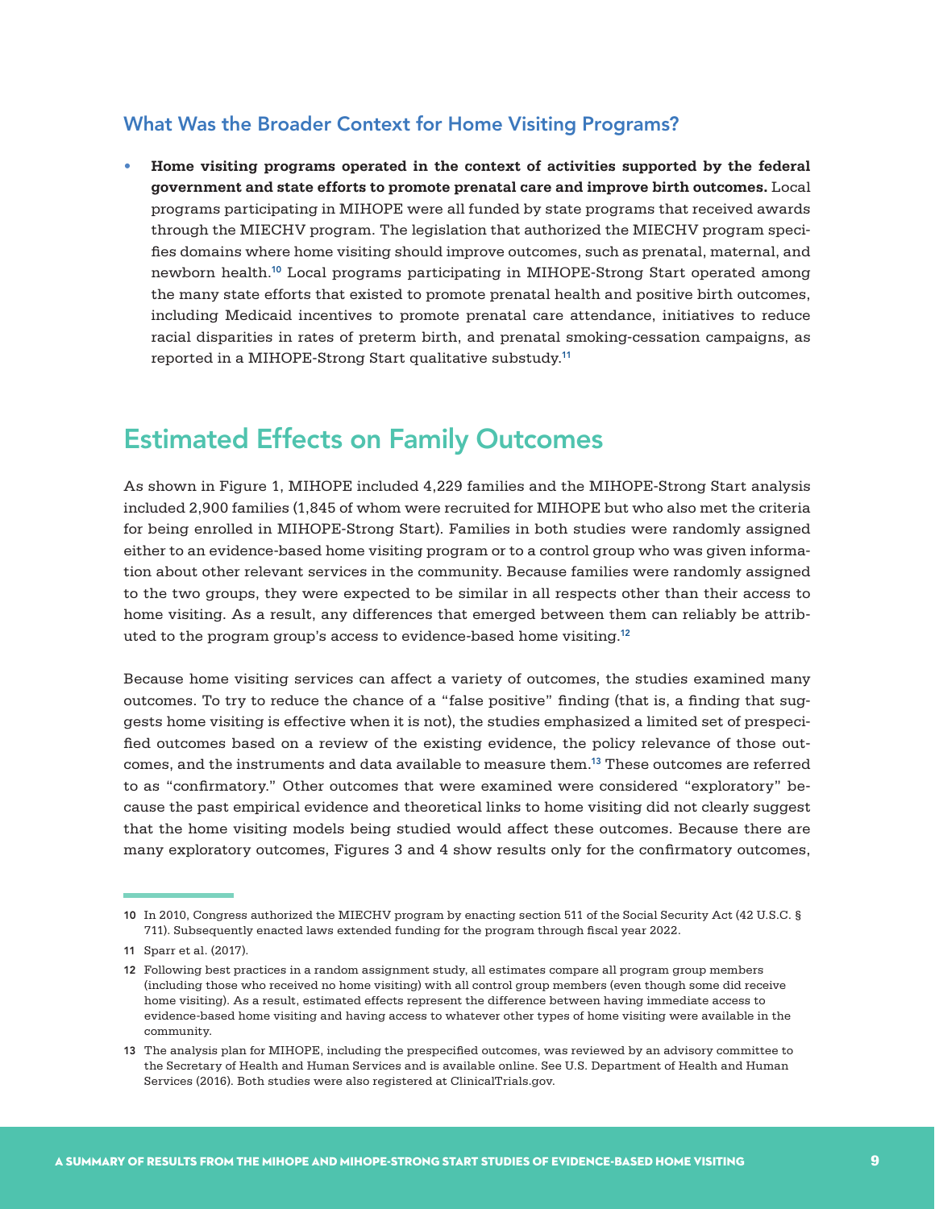### What Was the Broader Context for Home Visiting Programs?

- **Home visiting programs operated in the context of activities supported by the federal government and state efforts to promote prenatal care and improve birth outcomes.** Local programs participating in MIHOPE were all funded by state programs that received awards through the MIECHV program. The legislation that authorized the MIECHV program specifies domains where home visiting should improve outcomes, such as prenatal, maternal, and newborn health.[10] Local programs participating in MIHOPE-Strong Start operated among the many state efforts that existed to promote prenatal health and positive birth outcomes, including Medicaid incentives to promote prenatal care attendance, initiatives to reduce racial disparities in rates of preterm birth, and prenatal smoking-cessation campaigns, as reported in a MIHOPE-Strong Start qualitative substudy.[11]

## Estimated Effects on Family Outcomes

As shown in Figure 1, MIHOPE included 4,229 families and the MIHOPE-Strong Start analysis included 2,900 families (1,845 of whom were recruited for MIHOPE but who also met the criteria for being enrolled in MIHOPE-Strong Start). Families in both studies were randomly assigned either to an evidence-based home visiting program or to a control group who was given information about other relevant services in the community. Because families were randomly assigned to the two groups, they were expected to be similar in all respects other than their access to home visiting. As a result, any differences that emerged between them can reliably be attributed to the program group's access to evidence-based home visiting.[12]

Because home visiting services can affect a variety of outcomes, the studies examined many outcomes. To try to reduce the chance of a "false positive" finding (that is, a finding that suggests home visiting is effective when it is not), the studies emphasized a limited set of prespecified outcomes based on a review of the existing evidence, the policy relevance of those outcomes, and the instruments and data available to measure them.[13] These outcomes are referred to as "confirmatory." Other outcomes that were examined were considered "exploratory" because the past empirical evidence and theoretical links to home visiting did not clearly suggest that the home visiting models being studied would affect these outcomes. Because there are many exploratory outcomes, Figures 3 and 4 show results only for the confirmatory outcomes,

---

10 In 2010, Congress authorized the MIECHV program by enacting section 511 of the Social Security Act (42 U.S.C. § 711). Subsequently enacted laws extended funding for the program through fiscal year 2022.

11 Sparr et al. (2017).

12 Following best practices in a random assignment study, all estimates compare all program group members (including those who received no home visiting) with all control group members (even though some did receive home visiting). As a result, estimated effects represent the difference between having immediate access to evidence-based home visiting and having access to whatever other types of home visiting were available in the community.

13 The analysis plan for MIHOPE, including the prespecified outcomes, was reviewed by an advisory committee to the Secretary of Health and Human Services and is available online. See U.S. Department of Health and Human Services (2016). Both studies were also registered at ClinicalTrials.gov.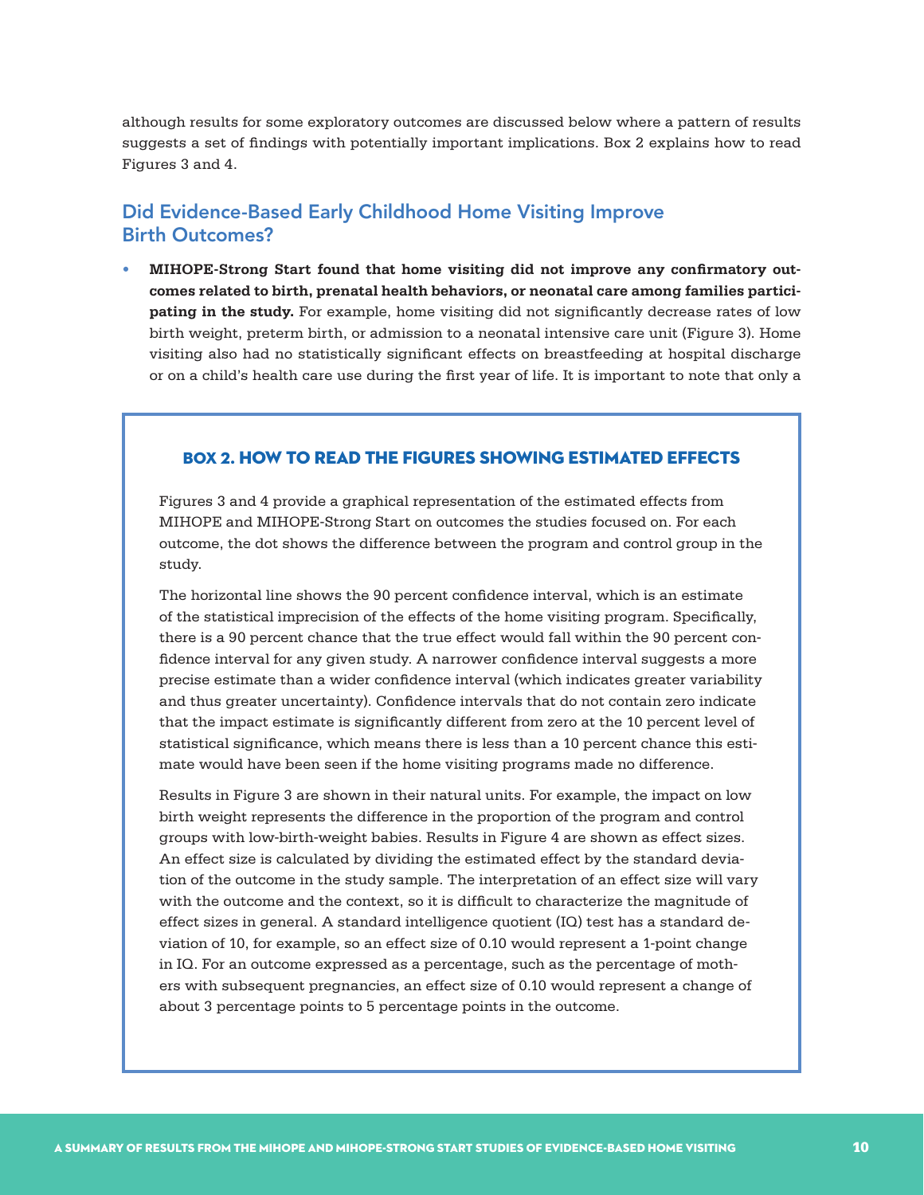although results for some exploratory outcomes are discussed below where a pattern of results suggests a set of findings with potentially important implications. Box 2 explains how to read Figures 3 and 4.

## Did Evidence-Based Early Childhood Home Visiting Improve Birth Outcomes?

- **MIHOPE-Strong Start found that home visiting did not improve any confirmatory outcomes related to birth, prenatal health behaviors, or neonatal care among families participating in the study.** For example, home visiting did not significantly decrease rates of low birth weight, preterm birth, or admission to a neonatal intensive care unit (Figure 3). Home visiting also had no statistically significant effects on breastfeeding at hospital discharge or on a child's health care use during the first year of life. It is important to note that only a

### BOX 2. HOW TO READ THE FIGURES SHOWING ESTIMATED EFFECTS

Figures 3 and 4 provide a graphical representation of the estimated effects from MIHOPE and MIHOPE-Strong Start on outcomes the studies focused on. For each outcome, the dot shows the difference between the program and control group in the study.

The horizontal line shows the 90 percent confidence interval, which is an estimate of the statistical imprecision of the effects of the home visiting program. Specifically, there is a 90 percent chance that the true effect would fall within the 90 percent confidence interval for any given study. A narrower confidence interval suggests a more precise estimate than a wider confidence interval (which indicates greater variability and thus greater uncertainty). Confidence intervals that do not contain zero indicate that the impact estimate is significantly different from zero at the 10 percent level of statistical significance, which means there is less than a 10 percent chance this estimate would have been seen if the home visiting programs made no difference.

Results in Figure 3 are shown in their natural units. For example, the impact on low birth weight represents the difference in the proportion of the program and control groups with low-birth-weight babies. Results in Figure 4 are shown as effect sizes. An effect size is calculated by dividing the estimated effect by the standard deviation of the outcome in the study sample. The interpretation of an effect size will vary with the outcome and the context, so it is difficult to characterize the magnitude of effect sizes in general. A standard intelligence quotient (IQ) test has a standard deviation of 10, for example, so an effect size of 0.10 would represent a 1-point change in IQ. For an outcome expressed as a percentage, such as the percentage of mothers with subsequent pregnancies, an effect size of 0.10 would represent a change of about 3 percentage points to 5 percentage points in the outcome.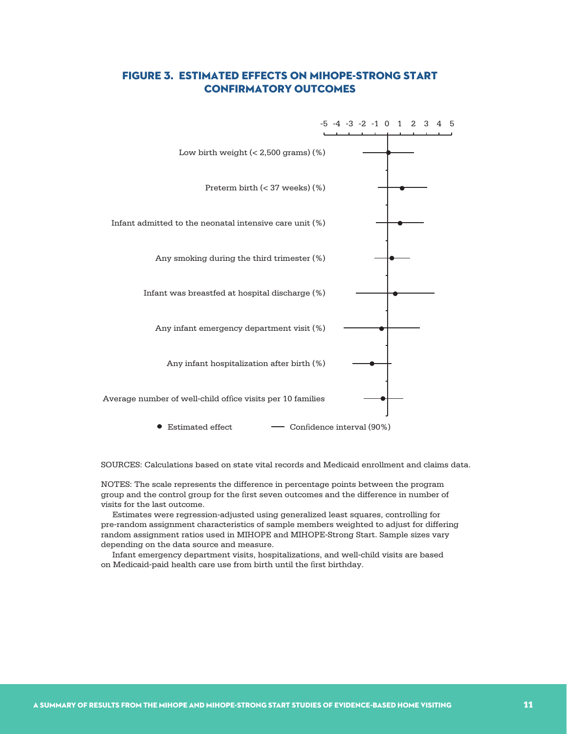## FIGURE 3. ESTIMATED EFFECTS ON MIHOPE-STRONG START CONFIRMATORY OUTCOMES

-5 -4 -3 -2 -1 0 1 2 3 4 5

Low birth weight (< 2,500 grams) (%)

Preterm birth (< 37 weeks) (%)

Infant admitted to the neonatal intensive care unit (%)

Any smoking during the third trimester (%)

Infant was breastfed at hospital discharge (%)

Any infant emergency department visit (%)

Any infant hospitalization after birth (%)

Average number of well-child office visits per 10 families

● Estimated effect — Confidence interval (90%)

SOURCES: Calculations based on state vital records and Medicaid enrollment and claims data.

NOTES: The scale represents the difference in percentage points between the program group and the control group for the first seven outcomes and the difference in number of visits for the last outcome.

Estimates were regression-adjusted using generalized least squares, controlling for pre-random assignment characteristics of sample members weighted to adjust for differing random assignment ratios used in MIHOPE and MIHOPE-Strong Start. Sample sizes vary depending on the data source and measure.

Infant emergency department visits, hospitalizations, and well-child visits are based on Medicaid-paid health care use from birth until the first birthday.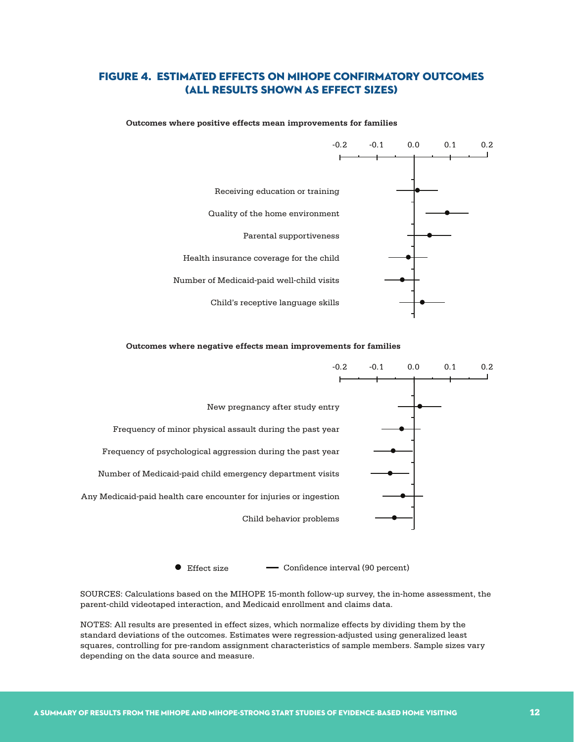## FIGURE 4. ESTIMATED EFFECTS ON MIHOPE CONFIRMATORY OUTCOMES (ALL RESULTS SHOWN AS EFFECT SIZES)

**Outcomes where positive effects mean improvements for families**

- Receiving education or training
- Quality of the home environment
- Parental supportiveness
- Health insurance coverage for the child
- Number of Medicaid-paid well-child visits
- Child's receptive language skills

**Outcomes where negative effects mean improvements for families**

- New pregnancy after study entry
- Frequency of minor physical assault during the past year
- Frequency of psychological aggression during the past year
- Number of Medicaid-paid child emergency department visits
- Any Medicaid-paid health care encounter for injuries or ingestion
- Child behavior problems

● Effect size — Confidence interval (90 percent)

SOURCES: Calculations based on the MIHOPE 15-month follow-up survey, the in-home assessment, the parent-child videotaped interaction, and Medicaid enrollment and claims data.

NOTES: All results are presented in effect sizes, which normalize effects by dividing them by the standard deviations of the outcomes. Estimates were regression-adjusted using generalized least squares, controlling for pre-random assignment characteristics of sample members. Sample sizes vary depending on the data source and measure.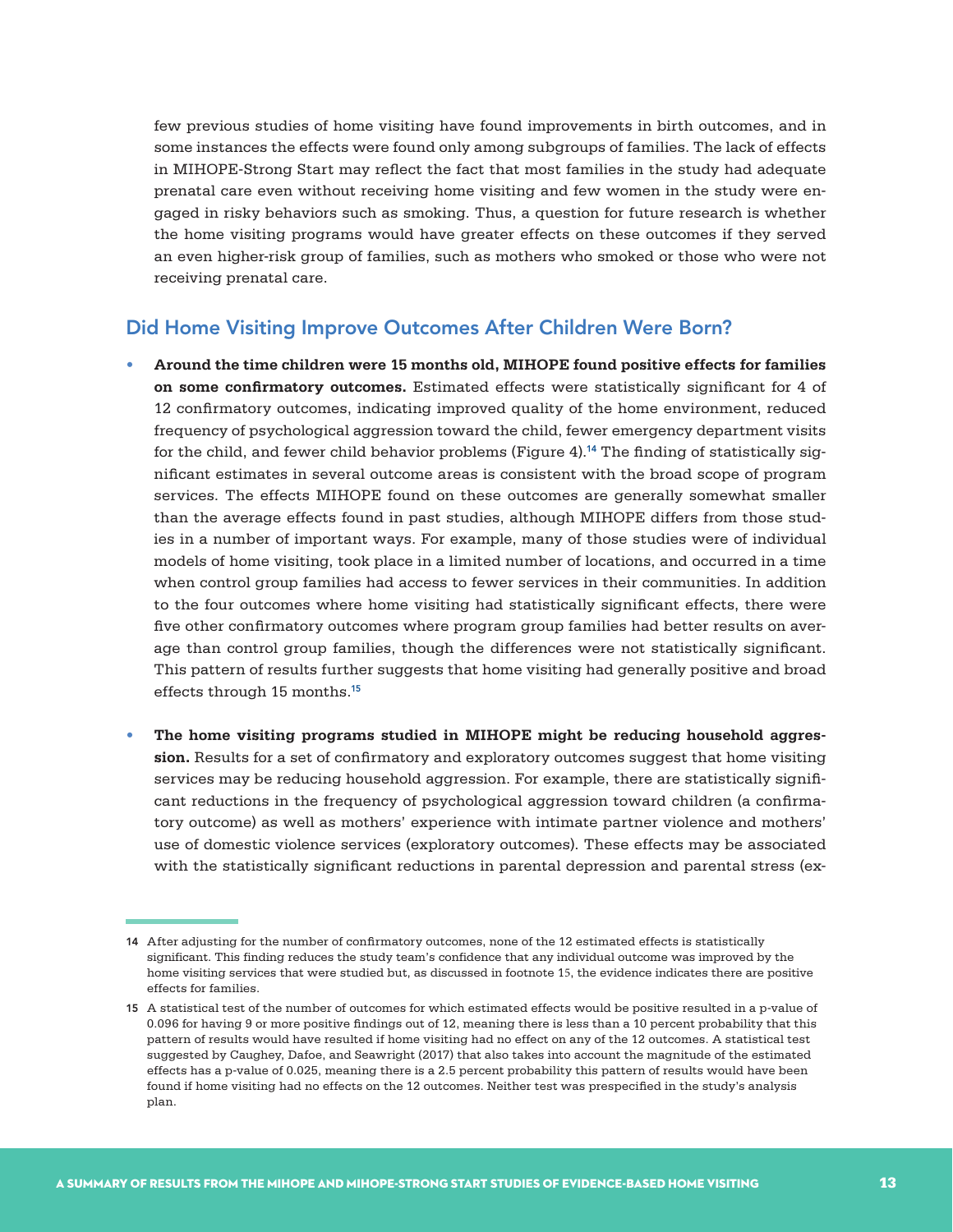few previous studies of home visiting have found improvements in birth outcomes, and in some instances the effects were found only among subgroups of families. The lack of effects in MIHOPE-Strong Start may reflect the fact that most families in the study had adequate prenatal care even without receiving home visiting and few women in the study were engaged in risky behaviors such as smoking. Thus, a question for future research is whether the home visiting programs would have greater effects on these outcomes if they served an even higher-risk group of families, such as mothers who smoked or those who were not receiving prenatal care.

## Did Home Visiting Improve Outcomes After Children Were Born?

- **Around the time children were 15 months old, MIHOPE found positive effects for families on some confirmatory outcomes.** Estimated effects were statistically significant for 4 of 12 confirmatory outcomes, indicating improved quality of the home environment, reduced frequency of psychological aggression toward the child, fewer emergency department visits for the child, and fewer child behavior problems (Figure 4).[14] The finding of statistically significant estimates in several outcome areas is consistent with the broad scope of program services. The effects MIHOPE found on these outcomes are generally somewhat smaller than the average effects found in past studies, although MIHOPE differs from those studies in a number of important ways. For example, many of those studies were of individual models of home visiting, took place in a limited number of locations, and occurred in a time when control group families had access to fewer services in their communities. In addition to the four outcomes where home visiting had statistically significant effects, there were five other confirmatory outcomes where program group families had better results on average than control group families, though the differences were not statistically significant. This pattern of results further suggests that home visiting had generally positive and broad effects through 15 months.[15]

- **The home visiting programs studied in MIHOPE might be reducing household aggression.** Results for a set of confirmatory and exploratory outcomes suggest that home visiting services may be reducing household aggression. For example, there are statistically significant reductions in the frequency of psychological aggression toward children (a confirmatory outcome) as well as mothers' experience with intimate partner violence and mothers' use of domestic violence services (exploratory outcomes). These effects may be associated with the statistically significant reductions in parental depression and parental stress (ex-

---

14 After adjusting for the number of confirmatory outcomes, none of the 12 estimated effects is statistically significant. This finding reduces the study team's confidence that any individual outcome was improved by the home visiting services that were studied but, as discussed in footnote 15, the evidence indicates there are positive effects for families.

15 A statistical test of the number of outcomes for which estimated effects would be positive resulted in a p-value of 0.096 for having 9 or more positive findings out of 12, meaning there is less than a 10 percent probability that this pattern of results would have resulted if home visiting had no effect on any of the 12 outcomes. A statistical test suggested by Caughey, Dafoe, and Seawright (2017) that also takes into account the magnitude of the estimated effects has a p-value of 0.025, meaning there is a 2.5 percent probability this pattern of results would have been found if home visiting had no effects on the 12 outcomes. Neither test was prespecified in the study's analysis plan.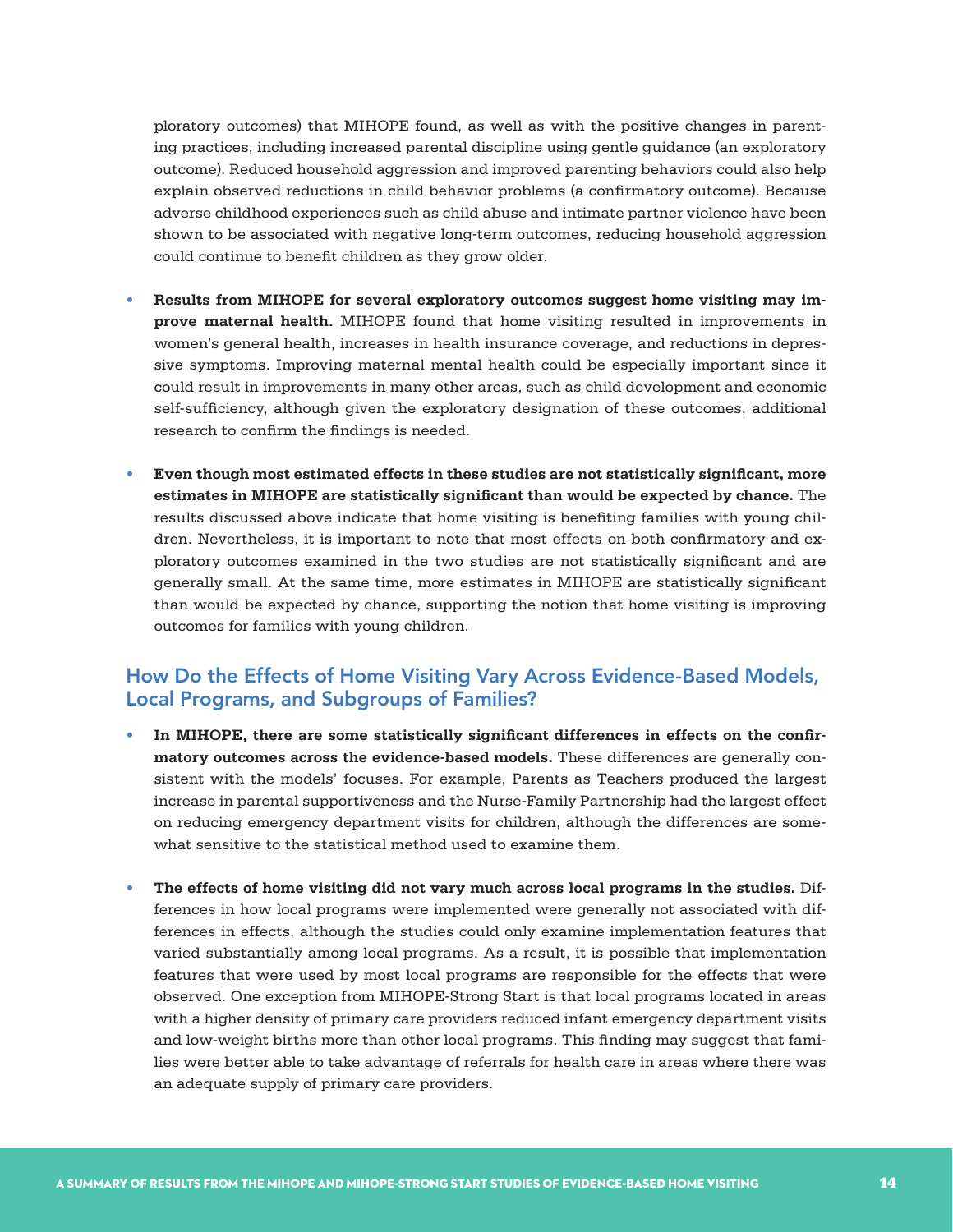ploratory outcomes) that MIHOPE found, as well as with the positive changes in parenting practices, including increased parental discipline using gentle guidance (an exploratory outcome). Reduced household aggression and improved parenting behaviors could also help explain observed reductions in child behavior problems (a confirmatory outcome). Because adverse childhood experiences such as child abuse and intimate partner violence have been shown to be associated with negative long-term outcomes, reducing household aggression could continue to benefit children as they grow older.

- **Results from MIHOPE for several exploratory outcomes suggest home visiting may improve maternal health.** MIHOPE found that home visiting resulted in improvements in women's general health, increases in health insurance coverage, and reductions in depressive symptoms. Improving maternal mental health could be especially important since it could result in improvements in many other areas, such as child development and economic self-sufficiency, although given the exploratory designation of these outcomes, additional research to confirm the findings is needed.

- **Even though most estimated effects in these studies are not statistically significant, more estimates in MIHOPE are statistically significant than would be expected by chance.** The results discussed above indicate that home visiting is benefiting families with young children. Nevertheless, it is important to note that most effects on both confirmatory and exploratory outcomes examined in the two studies are not statistically significant and are generally small. At the same time, more estimates in MIHOPE are statistically significant than would be expected by chance, supporting the notion that home visiting is improving outcomes for families with young children.

## How Do the Effects of Home Visiting Vary Across Evidence-Based Models, Local Programs, and Subgroups of Families?

- **In MIHOPE, there are some statistically significant differences in effects on the confirmatory outcomes across the evidence-based models.** These differences are generally consistent with the models' focuses. For example, Parents as Teachers produced the largest increase in parental supportiveness and the Nurse-Family Partnership had the largest effect on reducing emergency department visits for children, although the differences are somewhat sensitive to the statistical method used to examine them.

- **The effects of home visiting did not vary much across local programs in the studies.** Differences in how local programs were implemented were generally not associated with differences in effects, although the studies could only examine implementation features that varied substantially among local programs. As a result, it is possible that implementation features that were used by most local programs are responsible for the effects that were observed. One exception from MIHOPE-Strong Start is that local programs located in areas with a higher density of primary care providers reduced infant emergency department visits and low-weight births more than other local programs. This finding may suggest that families were better able to take advantage of referrals for health care in areas where there was an adequate supply of primary care providers.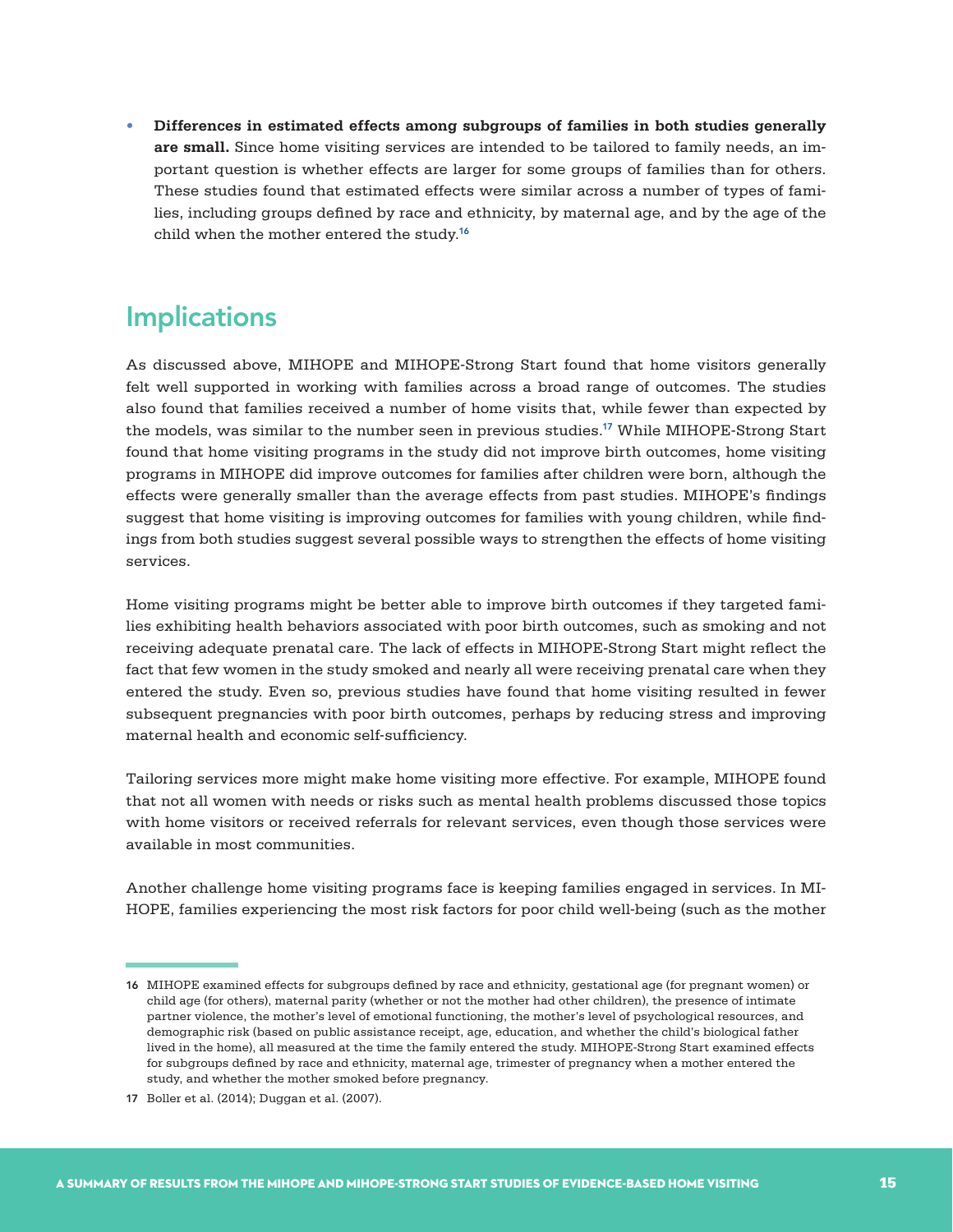- **Differences in estimated effects among subgroups of families in both studies generally are small.** Since home visiting services are intended to be tailored to family needs, an important question is whether effects are larger for some groups of families than for others. These studies found that estimated effects were similar across a number of types of families, including groups defined by race and ethnicity, by maternal age, and by the age of the child when the mother entered the study.[16]

## Implications

As discussed above, MIHOPE and MIHOPE-Strong Start found that home visitors generally felt well supported in working with families across a broad range of outcomes. The studies also found that families received a number of home visits that, while fewer than expected by the models, was similar to the number seen in previous studies.[17] While MIHOPE-Strong Start found that home visiting programs in the study did not improve birth outcomes, home visiting programs in MIHOPE did improve outcomes for families after children were born, although the effects were generally smaller than the average effects from past studies. MIHOPE's findings suggest that home visiting is improving outcomes for families with young children, while findings from both studies suggest several possible ways to strengthen the effects of home visiting services.

Home visiting programs might be better able to improve birth outcomes if they targeted families exhibiting health behaviors associated with poor birth outcomes, such as smoking and not receiving adequate prenatal care. The lack of effects in MIHOPE-Strong Start might reflect the fact that few women in the study smoked and nearly all were receiving prenatal care when they entered the study. Even so, previous studies have found that home visiting resulted in fewer subsequent pregnancies with poor birth outcomes, perhaps by reducing stress and improving maternal health and economic self-sufficiency.

Tailoring services more might make home visiting more effective. For example, MIHOPE found that not all women with needs or risks such as mental health problems discussed those topics with home visitors or received referrals for relevant services, even though those services were available in most communities.

Another challenge home visiting programs face is keeping families engaged in services. In MIHOPE, families experiencing the most risk factors for poor child well-being (such as the mother

---

16 MIHOPE examined effects for subgroups defined by race and ethnicity, gestational age (for pregnant women) or child age (for others), maternal parity (whether or not the mother had other children), the presence of intimate partner violence, the mother's level of emotional functioning, the mother's level of psychological resources, and demographic risk (based on public assistance receipt, age, education, and whether the child's biological father lived in the home), all measured at the time the family entered the study. MIHOPE-Strong Start examined effects for subgroups defined by race and ethnicity, maternal age, trimester of pregnancy when a mother entered the study, and whether the mother smoked before pregnancy.

17 Boller et al. (2014); Duggan et al. (2007).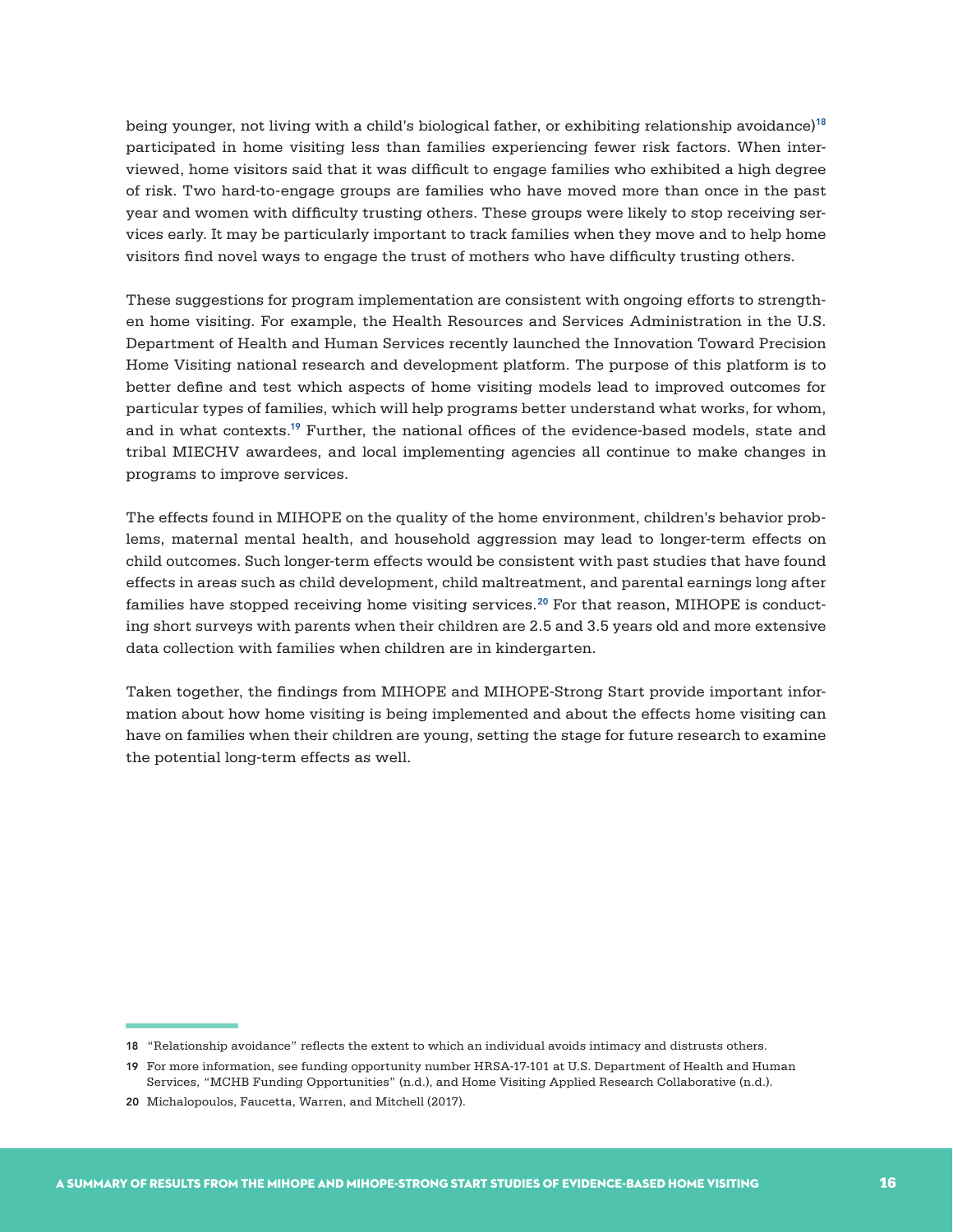being younger, not living with a child's biological father, or exhibiting relationship avoidance)[18] participated in home visiting less than families experiencing fewer risk factors. When interviewed, home visitors said that it was difficult to engage families who exhibited a high degree of risk. Two hard-to-engage groups are families who have moved more than once in the past year and women with difficulty trusting others. These groups were likely to stop receiving services early. It may be particularly important to track families when they move and to help home visitors find novel ways to engage the trust of mothers who have difficulty trusting others.

These suggestions for program implementation are consistent with ongoing efforts to strengthen home visiting. For example, the Health Resources and Services Administration in the U.S. Department of Health and Human Services recently launched the Innovation Toward Precision Home Visiting national research and development platform. The purpose of this platform is to better define and test which aspects of home visiting models lead to improved outcomes for particular types of families, which will help programs better understand what works, for whom, and in what contexts.[19] Further, the national offices of the evidence-based models, state and tribal MIECHV awardees, and local implementing agencies all continue to make changes in programs to improve services.

The effects found in MIHOPE on the quality of the home environment, children's behavior problems, maternal mental health, and household aggression may lead to longer-term effects on child outcomes. Such longer-term effects would be consistent with past studies that have found effects in areas such as child development, child maltreatment, and parental earnings long after families have stopped receiving home visiting services.[20] For that reason, MIHOPE is conducting short surveys with parents when their children are 2.5 and 3.5 years old and more extensive data collection with families when children are in kindergarten.

Taken together, the findings from MIHOPE and MIHOPE-Strong Start provide important information about how home visiting is being implemented and about the effects home visiting can have on families when their children are young, setting the stage for future research to examine the potential long-term effects as well.

---

18 "Relationship avoidance" reflects the extent to which an individual avoids intimacy and distrusts others.

19 For more information, see funding opportunity number HRSA-17-101 at U.S. Department of Health and Human Services, "MCHB Funding Opportunities" (n.d.), and Home Visiting Applied Research Collaborative (n.d.).

20 Michalopoulos, Faucetta, Warren, and Mitchell (2017).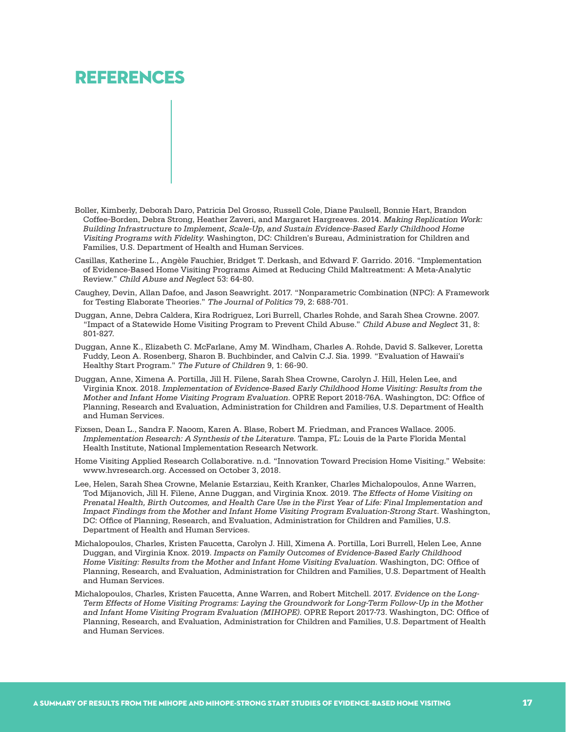# REFERENCES

Boller, Kimberly, Deborah Daro, Patricia Del Grosso, Russell Cole, Diane Paulsell, Bonnie Hart, Brandon Coffee-Borden, Debra Strong, Heather Zaveri, and Margaret Hargreaves. 2014. *Making Replication Work: Building Infrastructure to Implement, Scale-Up, and Sustain Evidence-Based Early Childhood Home Visiting Programs with Fidelity.* Washington, DC: Children's Bureau, Administration for Children and Families, U.S. Department of Health and Human Services.

Casillas, Katherine L., Angèle Fauchier, Bridget T. Derkash, and Edward F. Garrido. 2016. "Implementation of Evidence-Based Home Visiting Programs Aimed at Reducing Child Maltreatment: A Meta-Analytic Review." *Child Abuse and Neglect* 53: 64-80.

Caughey, Devin, Allan Dafoe, and Jason Seawright. 2017. "Nonparametric Combination (NPC): A Framework for Testing Elaborate Theories." *The Journal of Politics* 79, 2: 688-701.

Duggan, Anne, Debra Caldera, Kira Rodriguez, Lori Burrell, Charles Rohde, and Sarah Shea Crowne. 2007. "Impact of a Statewide Home Visiting Program to Prevent Child Abuse." *Child Abuse and Neglect* 31, 8: 801-827.

Duggan, Anne K., Elizabeth C. McFarlane, Amy M. Windham, Charles A. Rohde, David S. Salkever, Loretta Fuddy, Leon A. Rosenberg, Sharon B. Buchbinder, and Calvin C.J. Sia. 1999. "Evaluation of Hawaii's Healthy Start Program." *The Future of Children* 9, 1: 66-90.

Duggan, Anne, Ximena A. Portilla, Jill H. Filene, Sarah Shea Crowne, Carolyn J. Hill, Helen Lee, and Virginia Knox. 2018. *Implementation of Evidence-Based Early Childhood Home Visiting: Results from the Mother and Infant Home Visiting Program Evaluation.* OPRE Report 2018-76A. Washington, DC: Office of Planning, Research and Evaluation, Administration for Children and Families, U.S. Department of Health and Human Services.

Fixsen, Dean L., Sandra F. Naoom, Karen A. Blase, Robert M. Friedman, and Frances Wallace. 2005. *Implementation Research: A Synthesis of the Literature.* Tampa, FL: Louis de la Parte Florida Mental Health Institute, National Implementation Research Network.

Home Visiting Applied Research Collaborative. n.d. "Innovation Toward Precision Home Visiting." Website: www.hvresearch.org. Accessed on October 3, 2018.

Lee, Helen, Sarah Shea Crowne, Melanie Estarziau, Keith Kranker, Charles Michalopoulos, Anne Warren, Tod Mijanovich, Jill H. Filene, Anne Duggan, and Virginia Knox. 2019. *The Effects of Home Visiting on Prenatal Health, Birth Outcomes, and Health Care Use in the First Year of Life: Final Implementation and Impact Findings from the Mother and Infant Home Visiting Program Evaluation-Strong Start.* Washington, DC: Office of Planning, Research, and Evaluation, Administration for Children and Families, U.S. Department of Health and Human Services.

Michalopoulos, Charles, Kristen Faucetta, Carolyn J. Hill, Ximena A. Portilla, Lori Burrell, Helen Lee, Anne Duggan, and Virginia Knox. 2019. *Impacts on Family Outcomes of Evidence-Based Early Childhood Home Visiting: Results from the Mother and Infant Home Visiting Evaluation.* Washington, DC: Office of Planning, Research, and Evaluation, Administration for Children and Families, U.S. Department of Health and Human Services.

Michalopoulos, Charles, Kristen Faucetta, Anne Warren, and Robert Mitchell. 2017. *Evidence on the Long-Term Effects of Home Visiting Programs: Laying the Groundwork for Long-Term Follow-Up in the Mother and Infant Home Visiting Program Evaluation (MIHOPE).* OPRE Report 2017-73. Washington, DC: Office of Planning, Research, and Evaluation, Administration for Children and Families, U.S. Department of Health and Human Services.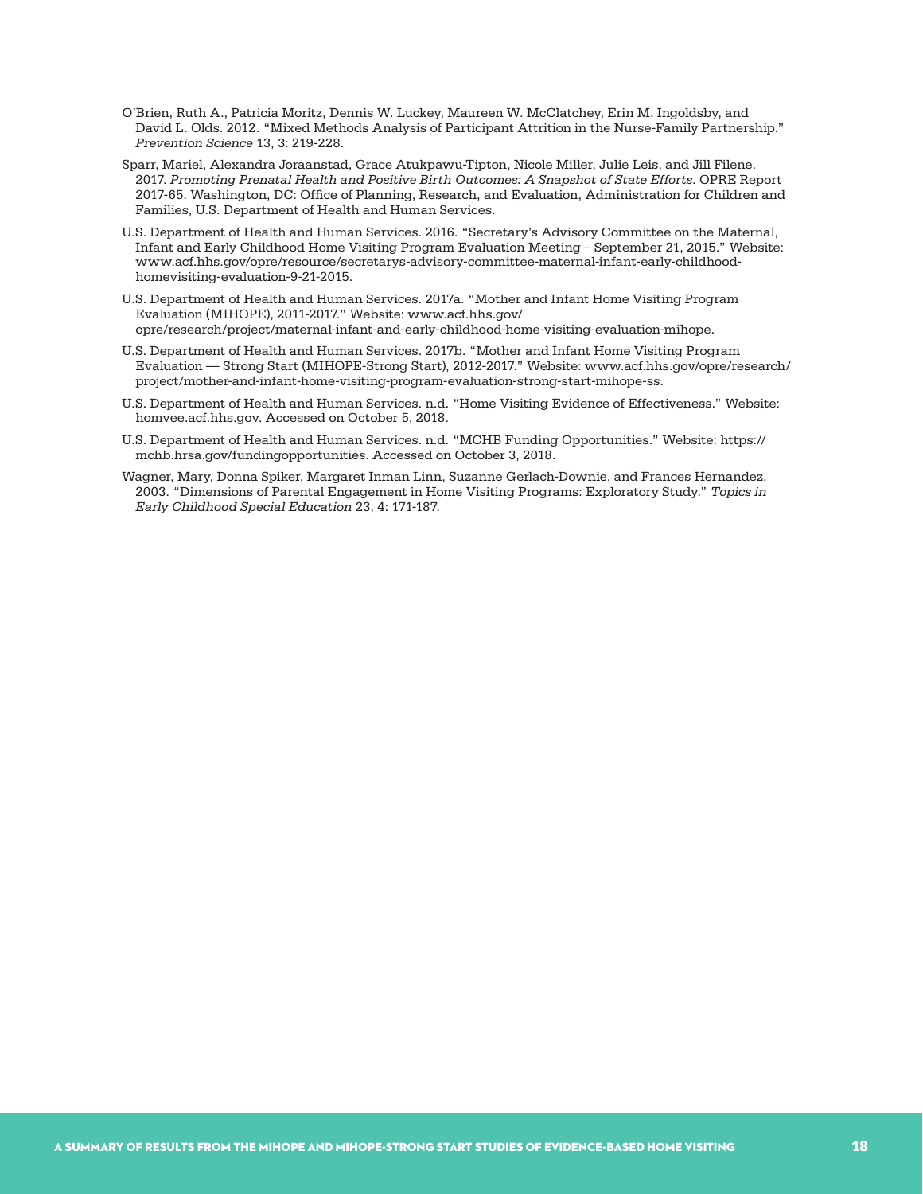O'Brien, Ruth A., Patricia Moritz, Dennis W. Luckey, Maureen W. McClatchey, Erin M. Ingoldsby, and David L. Olds. 2012. "Mixed Methods Analysis of Participant Attrition in the Nurse-Family Partnership." *Prevention Science* 13, 3: 219-228.

Sparr, Mariel, Alexandra Joraanstad, Grace Atukpawu-Tipton, Nicole Miller, Julie Leis, and Jill Filene. 2017. *Promoting Prenatal Health and Positive Birth Outcomes: A Snapshot of State Efforts.* OPRE Report 2017-65. Washington, DC: Office of Planning, Research, and Evaluation, Administration for Children and Families, U.S. Department of Health and Human Services.

U.S. Department of Health and Human Services. 2016. "Secretary's Advisory Committee on the Maternal, Infant and Early Childhood Home Visiting Program Evaluation Meeting – September 21, 2015." Website: www.acf.hhs.gov/opre/resource/secretarys-advisory-committee-maternal-infant-early-childhood-homevisiting-evaluation-9-21-2015.

U.S. Department of Health and Human Services. 2017a. "Mother and Infant Home Visiting Program Evaluation (MIHOPE), 2011-2017." Website: www.acf.hhs.gov/opre/research/project/maternal-infant-and-early-childhood-home-visiting-evaluation-mihope.

U.S. Department of Health and Human Services. 2017b. "Mother and Infant Home Visiting Program Evaluation — Strong Start (MIHOPE-Strong Start), 2012-2017." Website: www.acf.hhs.gov/opre/research/project/mother-and-infant-home-visiting-program-evaluation-strong-start-mihope-ss.

U.S. Department of Health and Human Services. n.d. "Home Visiting Evidence of Effectiveness." Website: homvee.acf.hhs.gov. Accessed on October 5, 2018.

U.S. Department of Health and Human Services. n.d. "MCHB Funding Opportunities." Website: https://mchb.hrsa.gov/fundingopportunities. Accessed on October 3, 2018.

Wagner, Mary, Donna Spiker, Margaret Inman Linn, Suzanne Gerlach-Downie, and Frances Hernandez. 2003. "Dimensions of Parental Engagement in Home Visiting Programs: Exploratory Study." *Topics in Early Childhood Special Education* 23, 4: 171-187.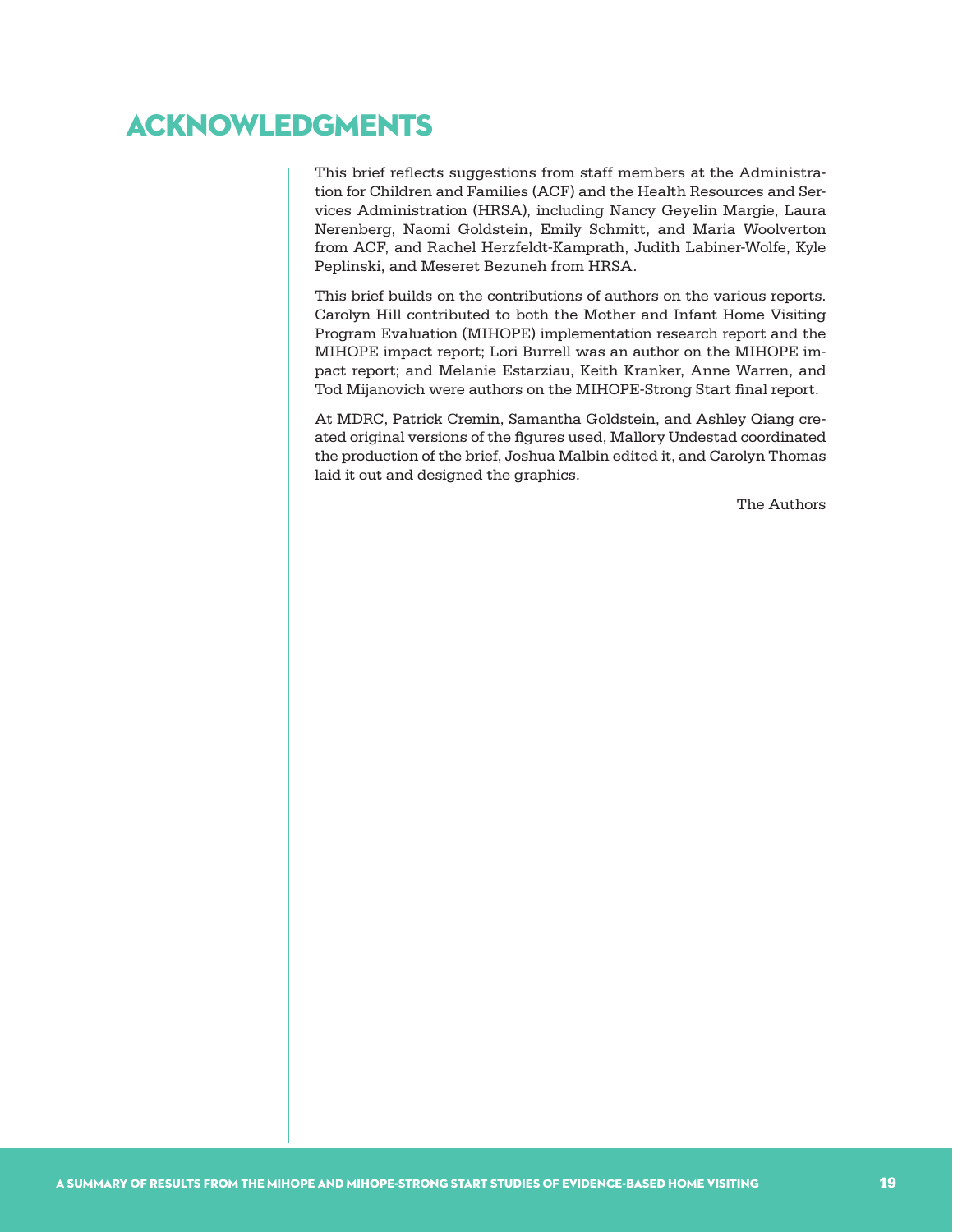# ACKNOWLEDGMENTS

This brief reflects suggestions from staff members at the Administration for Children and Families (ACF) and the Health Resources and Services Administration (HRSA), including Nancy Geyelin Margie, Laura Nerenberg, Naomi Goldstein, Emily Schmitt, and Maria Woolverton from ACF, and Rachel Herzfeldt-Kamprath, Judith Labiner-Wolfe, Kyle Peplinski, and Meseret Bezuneh from HRSA.

This brief builds on the contributions of authors on the various reports. Carolyn Hill contributed to both the Mother and Infant Home Visiting Program Evaluation (MIHOPE) implementation research report and the MIHOPE impact report; Lori Burrell was an author on the MIHOPE impact report; and Melanie Estarziau, Keith Kranker, Anne Warren, and Tod Mijanovich were authors on the MIHOPE-Strong Start final report.

At MDRC, Patrick Cremin, Samantha Goldstein, and Ashley Qiang created original versions of the figures used, Mallory Undestad coordinated the production of the brief, Joshua Malbin edited it, and Carolyn Thomas laid it out and designed the graphics.

The Authors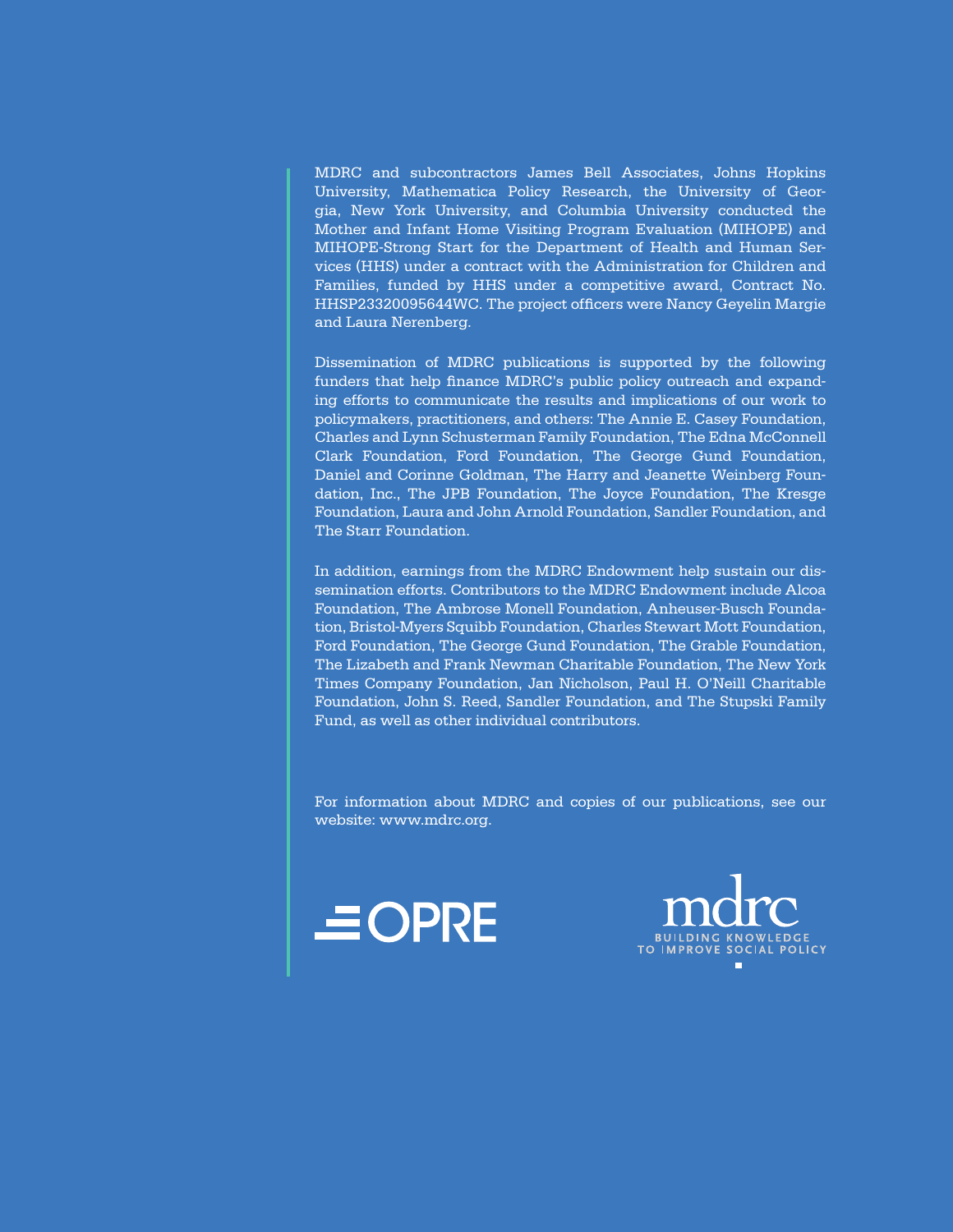MDRC and subcontractors James Bell Associates, Johns Hopkins University, Mathematica Policy Research, the University of Georgia, New York University, and Columbia University conducted the Mother and Infant Home Visiting Program Evaluation (MIHOPE) and MIHOPE-Strong Start for the Department of Health and Human Services (HHS) under a contract with the Administration for Children and Families, funded by HHS under a competitive award, Contract No. HHSP23320095644WC. The project officers were Nancy Geyelin Margie and Laura Nerenberg.

Dissemination of MDRC publications is supported by the following funders that help finance MDRC's public policy outreach and expanding efforts to communicate the results and implications of our work to policymakers, practitioners, and others: The Annie E. Casey Foundation, Charles and Lynn Schusterman Family Foundation, The Edna McConnell Clark Foundation, Ford Foundation, The George Gund Foundation, Daniel and Corinne Goldman, The Harry and Jeanette Weinberg Foundation, Inc., The JPB Foundation, The Joyce Foundation, The Kresge Foundation, Laura and John Arnold Foundation, Sandler Foundation, and The Starr Foundation.

In addition, earnings from the MDRC Endowment help sustain our dissemination efforts. Contributors to the MDRC Endowment include Alcoa Foundation, The Ambrose Monell Foundation, Anheuser-Busch Foundation, Bristol-Myers Squibb Foundation, Charles Stewart Mott Foundation, Ford Foundation, The George Gund Foundation, The Grable Foundation, The Lizabeth and Frank Newman Charitable Foundation, The New York Times Company Foundation, Jan Nicholson, Paul H. O'Neill Charitable Foundation, John S. Reed, Sandler Foundation, and The Stupski Family Fund, as well as other individual contributors.

For information about MDRC and copies of our publications, see our website: www.mdrc.org.

OPRE

mdrc
BUILDING KNOWLEDGE TO IMPROVE SOCIAL POLICY